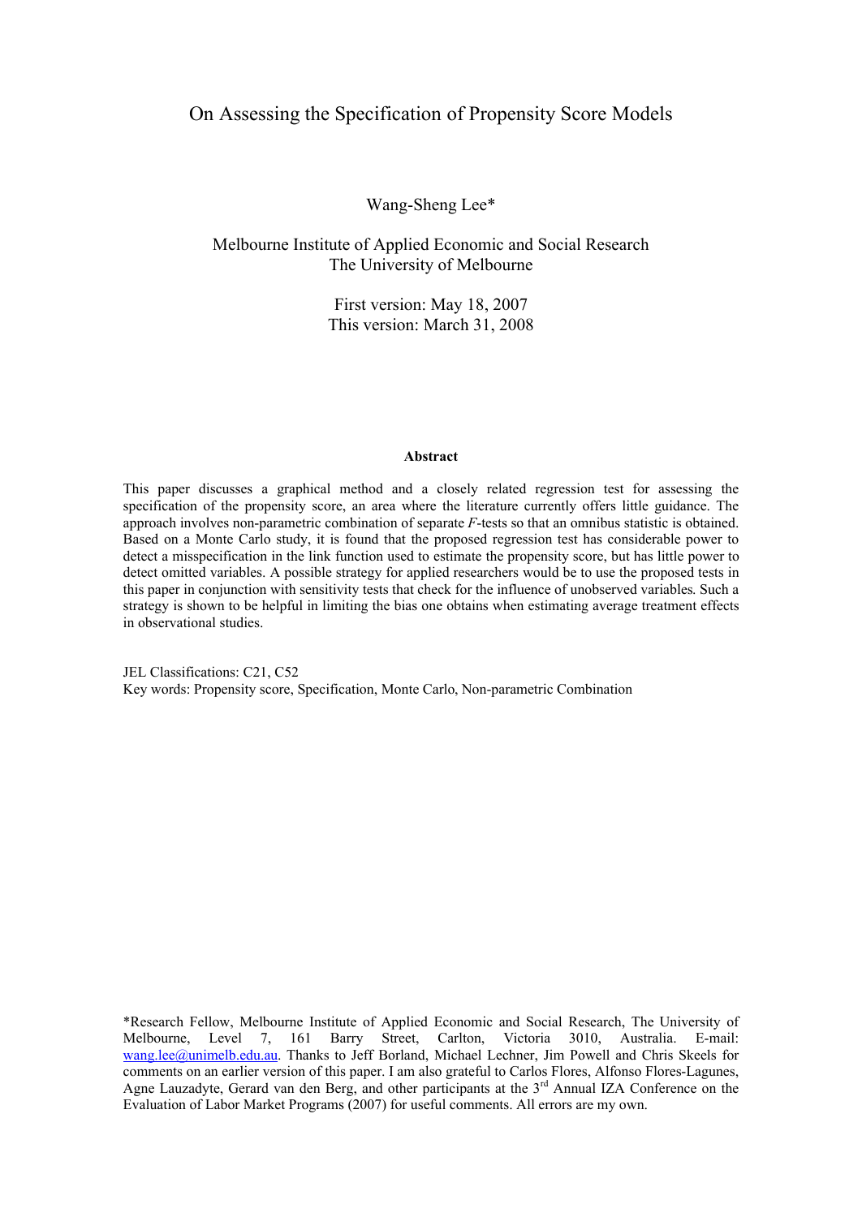# On Assessing the Specification of Propensity Score Models

Wang-Sheng Lee*

Melbourne Institute of Applied Economic and Social Research
The University of Melbourne

First version: May 18, 2007
This version: March 31, 2008

**Abstract**

This paper discusses a graphical method and a closely related regression test for assessing the specification of the propensity score, an area where the literature currently offers little guidance. The approach involves non-parametric combination of separate *F*-tests so that an omnibus statistic is obtained. Based on a Monte Carlo study, it is found that the proposed regression test has considerable power to detect a misspecification in the link function used to estimate the propensity score, but has little power to detect omitted variables. A possible strategy for applied researchers would be to use the proposed tests in this paper in conjunction with sensitivity tests that check for the influence of unobserved variables. Such a strategy is shown to be helpful in limiting the bias one obtains when estimating average treatment effects in observational studies.

JEL Classifications: C21, C52
Key words: Propensity score, Specification, Monte Carlo, Non-parametric Combination

*Research Fellow, Melbourne Institute of Applied Economic and Social Research, The University of Melbourne, Level 7, 161 Barry Street, Carlton, Victoria 3010, Australia. E-mail: wang.lee@unimelb.edu.au. Thanks to Jeff Borland, Michael Lechner, Jim Powell and Chris Skeels for comments on an earlier version of this paper. I am also grateful to Carlos Flores, Alfonso Flores-Lagunes, Agne Lauzadyte, Gerard van den Berg, and other participants at the 3rd Annual IZA Conference on the Evaluation of Labor Market Programs (2007) for useful comments. All errors are my own.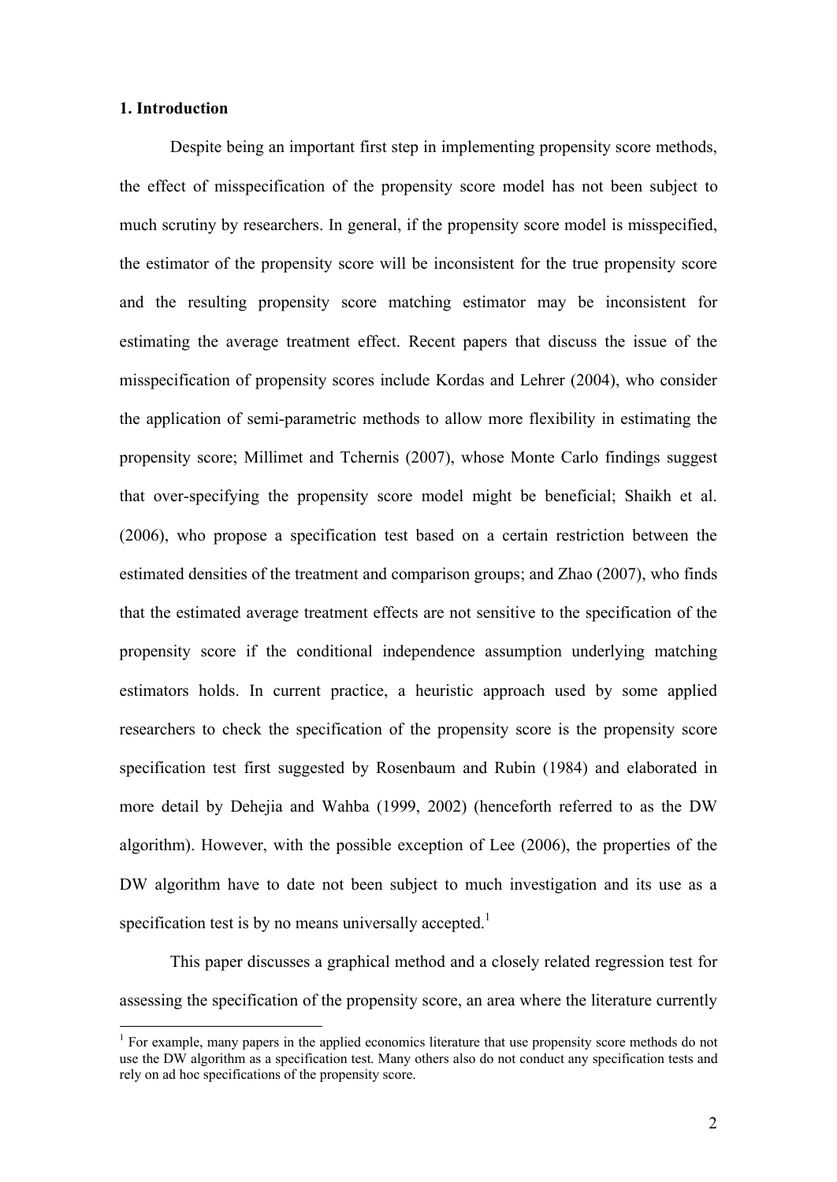## 1. Introduction

Despite being an important first step in implementing propensity score methods, the effect of misspecification of the propensity score model has not been subject to much scrutiny by researchers. In general, if the propensity score model is misspecified, the estimator of the propensity score will be inconsistent for the true propensity score and the resulting propensity score matching estimator may be inconsistent for estimating the average treatment effect. Recent papers that discuss the issue of the misspecification of propensity scores include Kordas and Lehrer (2004), who consider the application of semi-parametric methods to allow more flexibility in estimating the propensity score; Millimet and Tchernis (2007), whose Monte Carlo findings suggest that over-specifying the propensity score model might be beneficial; Shaikh et al. (2006), who propose a specification test based on a certain restriction between the estimated densities of the treatment and comparison groups; and Zhao (2007), who finds that the estimated average treatment effects are not sensitive to the specification of the propensity score if the conditional independence assumption underlying matching estimators holds. In current practice, a heuristic approach used by some applied researchers to check the specification of the propensity score is the propensity score specification test first suggested by Rosenbaum and Rubin (1984) and elaborated in more detail by Dehejia and Wahba (1999, 2002) (henceforth referred to as the DW algorithm). However, with the possible exception of Lee (2006), the properties of the DW algorithm have to date not been subject to much investigation and its use as a specification test is by no means universally accepted.[1]

This paper discusses a graphical method and a closely related regression test for assessing the specification of the propensity score, an area where the literature currently

[1] For example, many papers in the applied economics literature that use propensity score methods do not use the DW algorithm as a specification test. Many others also do not conduct any specification tests and rely on ad hoc specifications of the propensity score.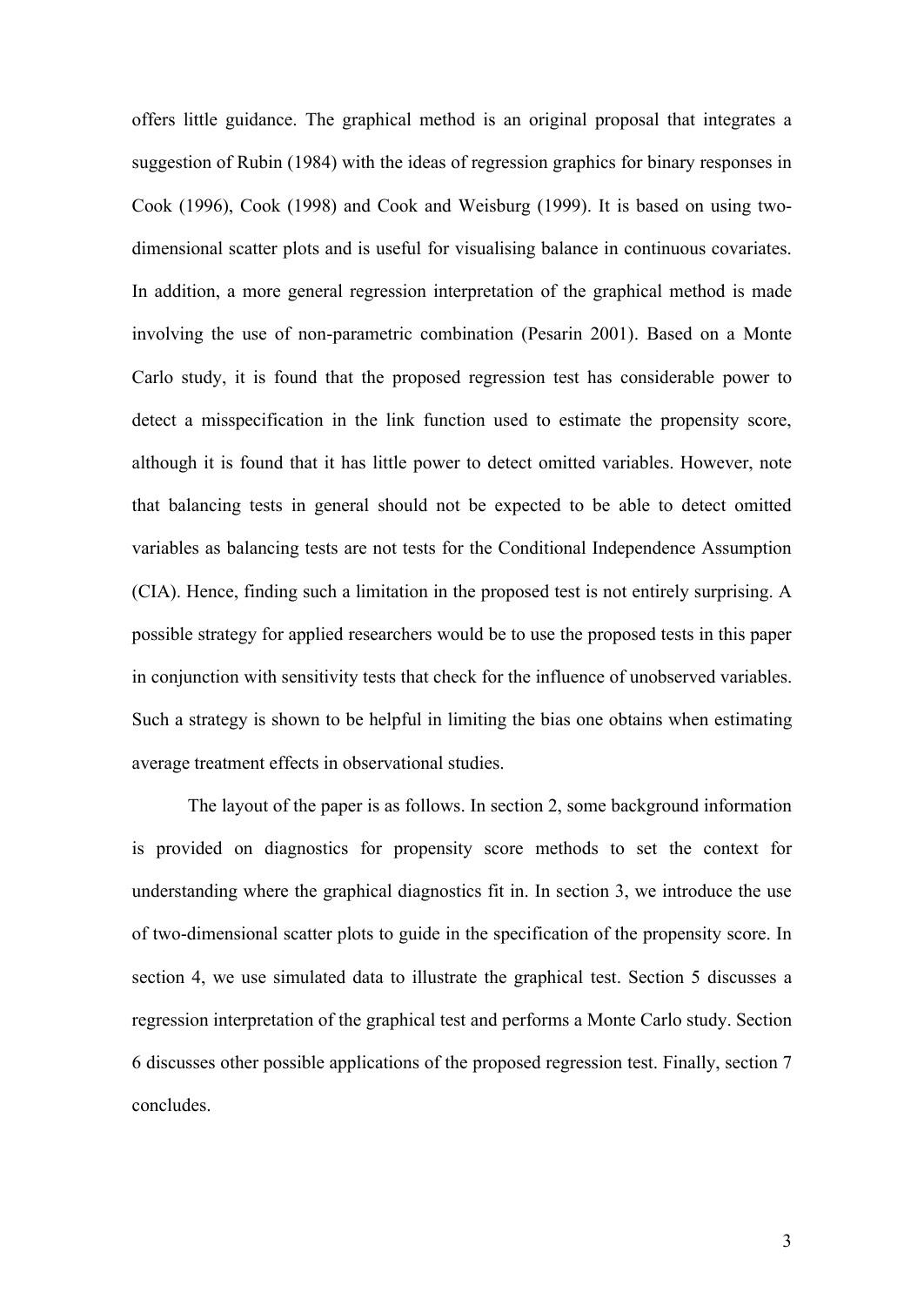offers little guidance. The graphical method is an original proposal that integrates a suggestion of Rubin (1984) with the ideas of regression graphics for binary responses in Cook (1996), Cook (1998) and Cook and Weisburg (1999). It is based on using two-dimensional scatter plots and is useful for visualising balance in continuous covariates. In addition, a more general regression interpretation of the graphical method is made involving the use of non-parametric combination (Pesarin 2001). Based on a Monte Carlo study, it is found that the proposed regression test has considerable power to detect a misspecification in the link function used to estimate the propensity score, although it is found that it has little power to detect omitted variables. However, note that balancing tests in general should not be expected to be able to detect omitted variables as balancing tests are not tests for the Conditional Independence Assumption (CIA). Hence, finding such a limitation in the proposed test is not entirely surprising. A possible strategy for applied researchers would be to use the proposed tests in this paper in conjunction with sensitivity tests that check for the influence of unobserved variables. Such a strategy is shown to be helpful in limiting the bias one obtains when estimating average treatment effects in observational studies.

The layout of the paper is as follows. In section 2, some background information is provided on diagnostics for propensity score methods to set the context for understanding where the graphical diagnostics fit in. In section 3, we introduce the use of two-dimensional scatter plots to guide in the specification of the propensity score. In section 4, we use simulated data to illustrate the graphical test. Section 5 discusses a regression interpretation of the graphical test and performs a Monte Carlo study. Section 6 discusses other possible applications of the proposed regression test. Finally, section 7 concludes.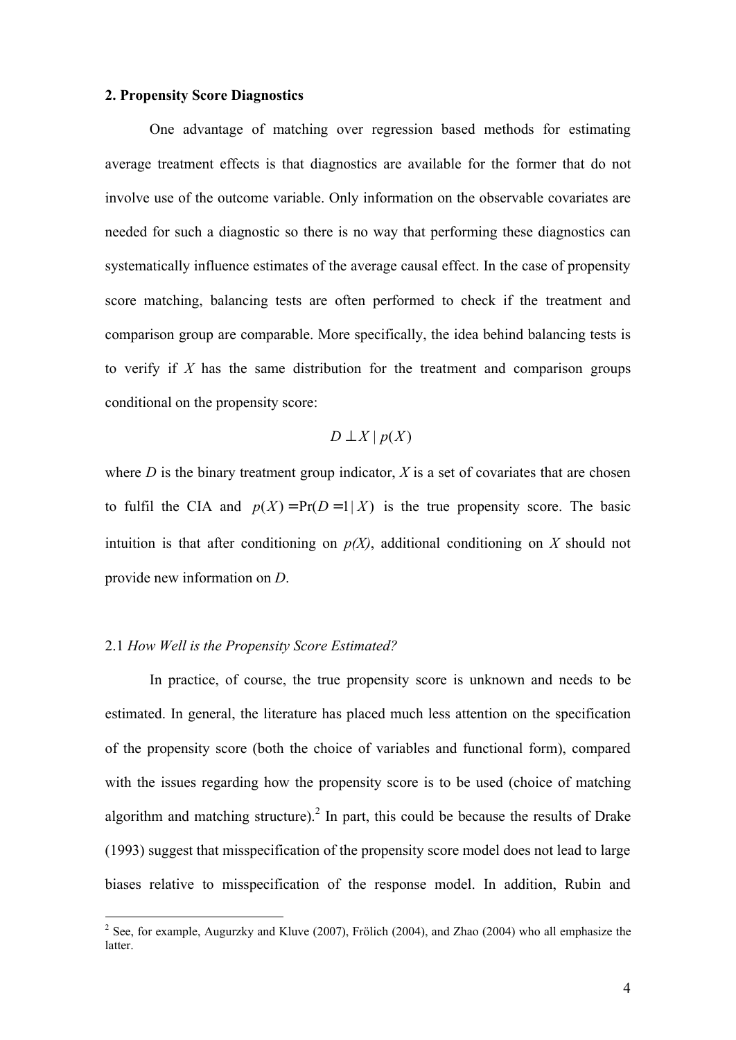## 2. Propensity Score Diagnostics

One advantage of matching over regression based methods for estimating average treatment effects is that diagnostics are available for the former that do not involve use of the outcome variable. Only information on the observable covariates are needed for such a diagnostic so there is no way that performing these diagnostics can systematically influence estimates of the average causal effect. In the case of propensity score matching, balancing tests are often performed to check if the treatment and comparison group are comparable. More specifically, the idea behind balancing tests is to verify if $X$ has the same distribution for the treatment and comparison groups conditional on the propensity score:

$$D \perp X \mid p(X)$$

where $D$ is the binary treatment group indicator, $X$ is a set of covariates that are chosen to fulfil the CIA and $p(X) = \Pr(D = 1 \mid X)$ is the true propensity score. The basic intuition is that after conditioning on $p(X)$, additional conditioning on $X$ should not provide new information on $D$.

### 2.1 *How Well is the Propensity Score Estimated?*

In practice, of course, the true propensity score is unknown and needs to be estimated. In general, the literature has placed much less attention on the specification of the propensity score (both the choice of variables and functional form), compared with the issues regarding how the propensity score is to be used (choice of matching algorithm and matching structure).[2] In part, this could be because the results of Drake (1993) suggest that misspecification of the propensity score model does not lead to large biases relative to misspecification of the response model. In addition, Rubin and

[2] See, for example, Augurzky and Kluve (2007), Frölich (2004), and Zhao (2004) who all emphasize the latter.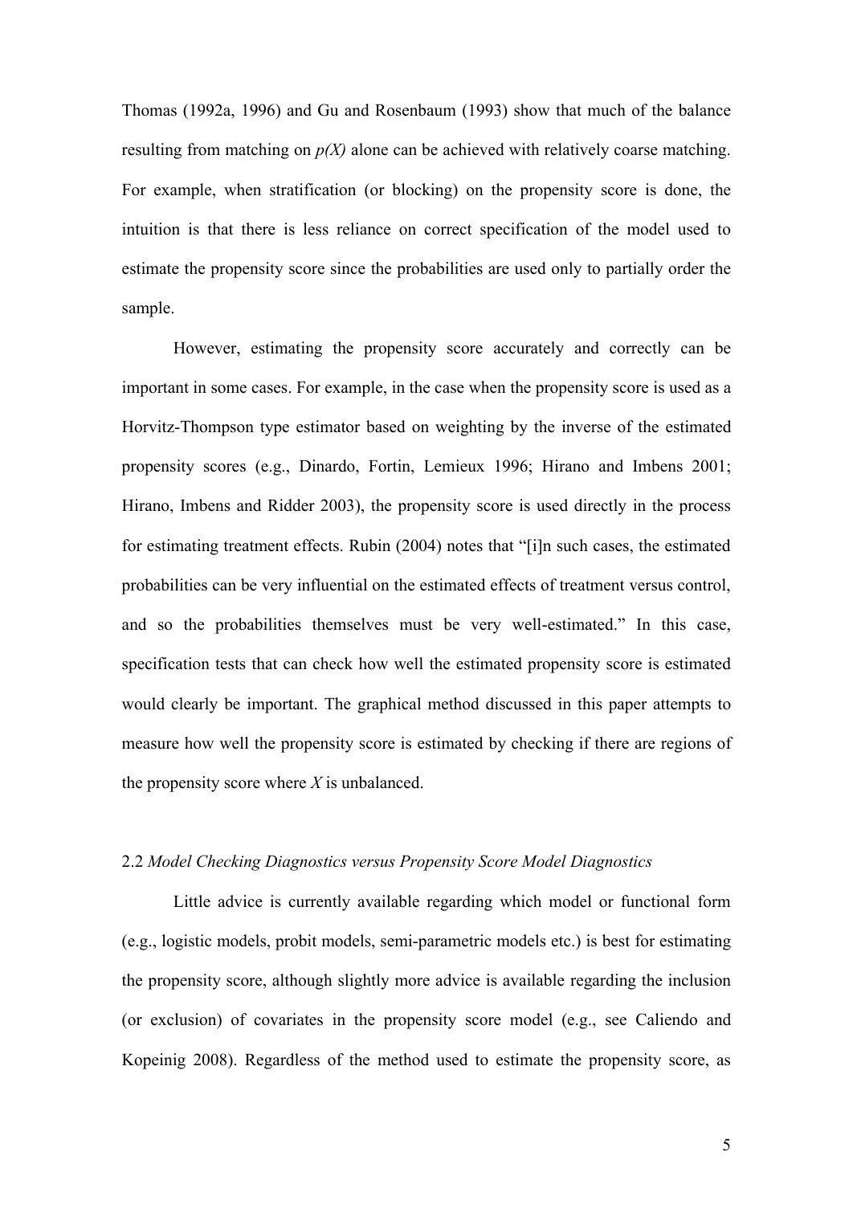Thomas (1992a, 1996) and Gu and Rosenbaum (1993) show that much of the balance resulting from matching on *p(X)* alone can be achieved with relatively coarse matching. For example, when stratification (or blocking) on the propensity score is done, the intuition is that there is less reliance on correct specification of the model used to estimate the propensity score since the probabilities are used only to partially order the sample.

However, estimating the propensity score accurately and correctly can be important in some cases. For example, in the case when the propensity score is used as a Horvitz-Thompson type estimator based on weighting by the inverse of the estimated propensity scores (e.g., Dinardo, Fortin, Lemieux 1996; Hirano and Imbens 2001; Hirano, Imbens and Ridder 2003), the propensity score is used directly in the process for estimating treatment effects. Rubin (2004) notes that "[i]n such cases, the estimated probabilities can be very influential on the estimated effects of treatment versus control, and so the probabilities themselves must be very well-estimated." In this case, specification tests that can check how well the estimated propensity score is estimated would clearly be important. The graphical method discussed in this paper attempts to measure how well the propensity score is estimated by checking if there are regions of the propensity score where *X* is unbalanced.

### 2.2 *Model Checking Diagnostics versus Propensity Score Model Diagnostics*

Little advice is currently available regarding which model or functional form (e.g., logistic models, probit models, semi-parametric models etc.) is best for estimating the propensity score, although slightly more advice is available regarding the inclusion (or exclusion) of covariates in the propensity score model (e.g., see Caliendo and Kopeinig 2008). Regardless of the method used to estimate the propensity score, as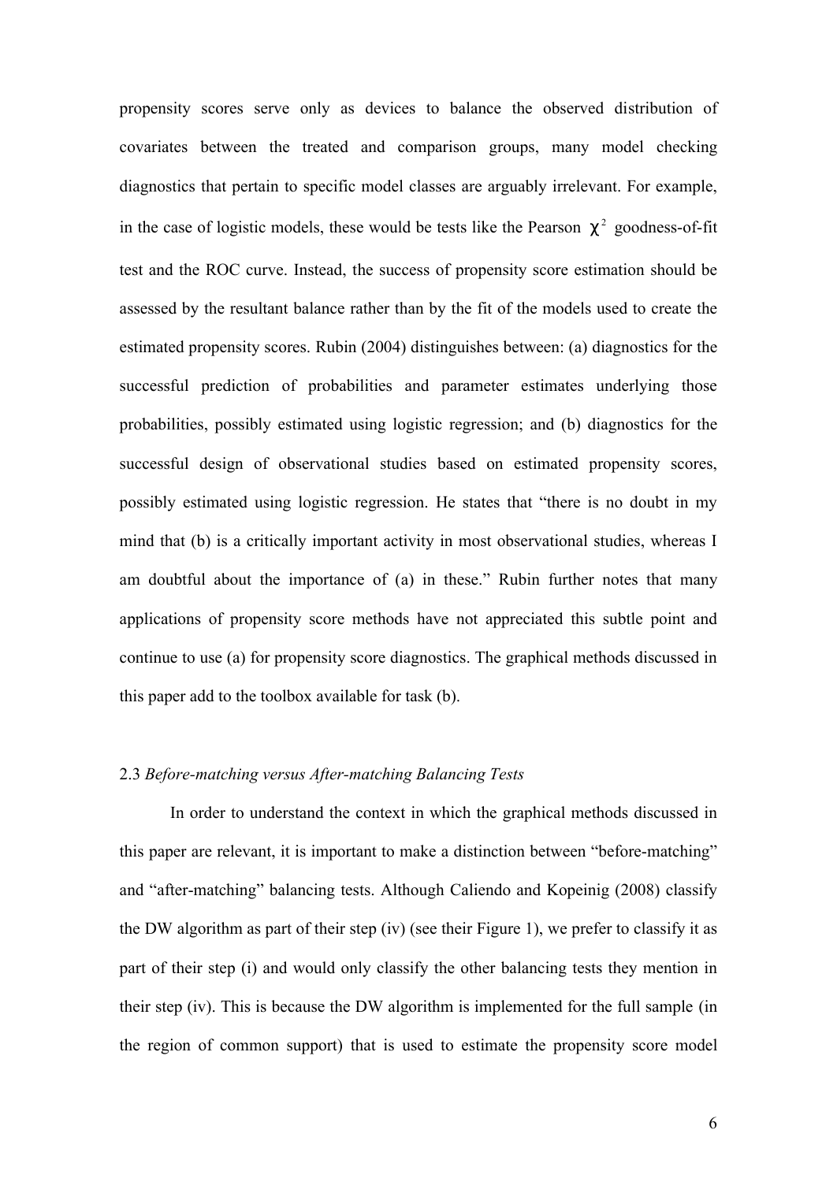propensity scores serve only as devices to balance the observed distribution of covariates between the treated and comparison groups, many model checking diagnostics that pertain to specific model classes are arguably irrelevant. For example, in the case of logistic models, these would be tests like the Pearson $\chi^2$ goodness-of-fit test and the ROC curve. Instead, the success of propensity score estimation should be assessed by the resultant balance rather than by the fit of the models used to create the estimated propensity scores. Rubin (2004) distinguishes between: (a) diagnostics for the successful prediction of probabilities and parameter estimates underlying those probabilities, possibly estimated using logistic regression; and (b) diagnostics for the successful design of observational studies based on estimated propensity scores, possibly estimated using logistic regression. He states that "there is no doubt in my mind that (b) is a critically important activity in most observational studies, whereas I am doubtful about the importance of (a) in these." Rubin further notes that many applications of propensity score methods have not appreciated this subtle point and continue to use (a) for propensity score diagnostics. The graphical methods discussed in this paper add to the toolbox available for task (b).

### 2.3 *Before-matching versus After-matching Balancing Tests*

In order to understand the context in which the graphical methods discussed in this paper are relevant, it is important to make a distinction between "before-matching" and "after-matching" balancing tests. Although Caliendo and Kopeinig (2008) classify the DW algorithm as part of their step (iv) (see their Figure 1), we prefer to classify it as part of their step (i) and would only classify the other balancing tests they mention in their step (iv). This is because the DW algorithm is implemented for the full sample (in the region of common support) that is used to estimate the propensity score model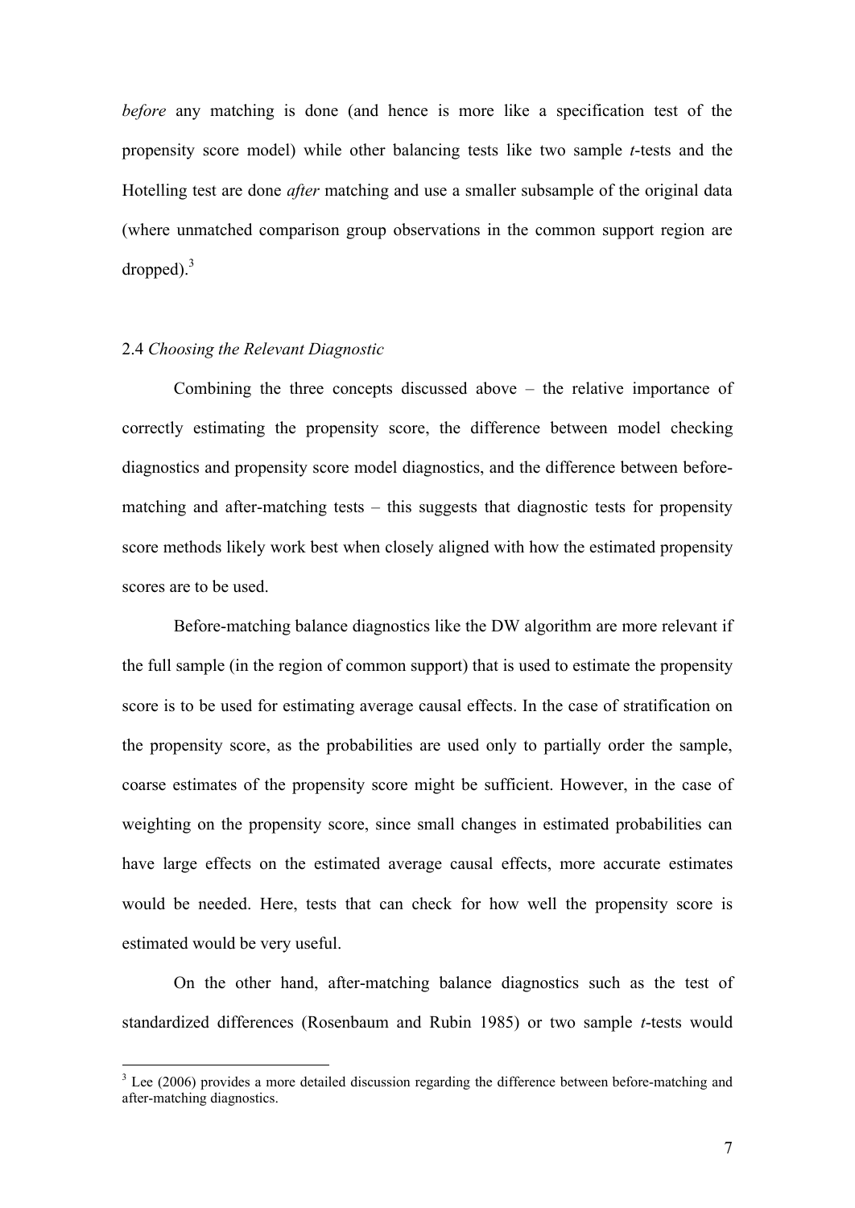*before* any matching is done (and hence is more like a specification test of the propensity score model) while other balancing tests like two sample *t*-tests and the Hotelling test are done *after* matching and use a smaller subsample of the original data (where unmatched comparison group observations in the common support region are dropped).[3]

### 2.4 *Choosing the Relevant Diagnostic*

Combining the three concepts discussed above – the relative importance of correctly estimating the propensity score, the difference between model checking diagnostics and propensity score model diagnostics, and the difference between before-matching and after-matching tests – this suggests that diagnostic tests for propensity score methods likely work best when closely aligned with how the estimated propensity scores are to be used.

Before-matching balance diagnostics like the DW algorithm are more relevant if the full sample (in the region of common support) that is used to estimate the propensity score is to be used for estimating average causal effects. In the case of stratification on the propensity score, as the probabilities are used only to partially order the sample, coarse estimates of the propensity score might be sufficient. However, in the case of weighting on the propensity score, since small changes in estimated probabilities can have large effects on the estimated average causal effects, more accurate estimates would be needed. Here, tests that can check for how well the propensity score is estimated would be very useful.

On the other hand, after-matching balance diagnostics such as the test of standardized differences (Rosenbaum and Rubin 1985) or two sample *t*-tests would

[3] Lee (2006) provides a more detailed discussion regarding the difference between before-matching and after-matching diagnostics.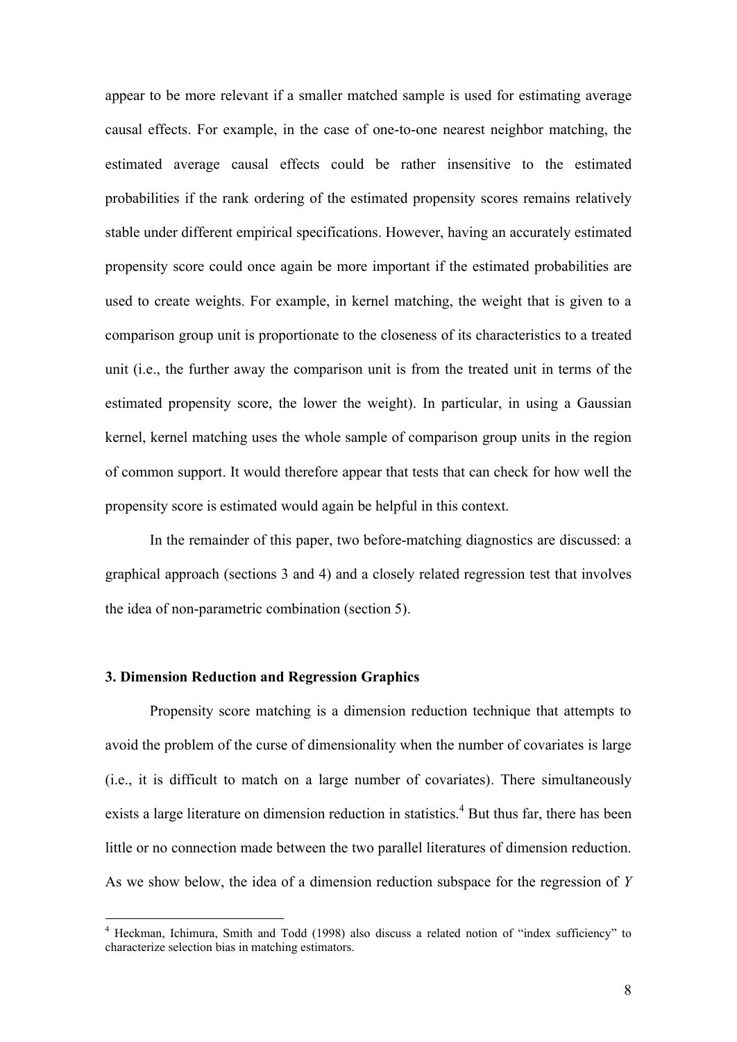appear to be more relevant if a smaller matched sample is used for estimating average causal effects. For example, in the case of one-to-one nearest neighbor matching, the estimated average causal effects could be rather insensitive to the estimated probabilities if the rank ordering of the estimated propensity scores remains relatively stable under different empirical specifications. However, having an accurately estimated propensity score could once again be more important if the estimated probabilities are used to create weights. For example, in kernel matching, the weight that is given to a comparison group unit is proportionate to the closeness of its characteristics to a treated unit (i.e., the further away the comparison unit is from the treated unit in terms of the estimated propensity score, the lower the weight). In particular, in using a Gaussian kernel, kernel matching uses the whole sample of comparison group units in the region of common support. It would therefore appear that tests that can check for how well the propensity score is estimated would again be helpful in this context.

In the remainder of this paper, two before-matching diagnostics are discussed: a graphical approach (sections 3 and 4) and a closely related regression test that involves the idea of non-parametric combination (section 5).

### 3. Dimension Reduction and Regression Graphics

Propensity score matching is a dimension reduction technique that attempts to avoid the problem of the curse of dimensionality when the number of covariates is large (i.e., it is difficult to match on a large number of covariates). There simultaneously exists a large literature on dimension reduction in statistics.[4] But thus far, there has been little or no connection made between the two parallel literatures of dimension reduction. As we show below, the idea of a dimension reduction subspace for the regression of *Y*

---

[4] Heckman, Ichimura, Smith and Todd (1998) also discuss a related notion of "index sufficiency" to characterize selection bias in matching estimators.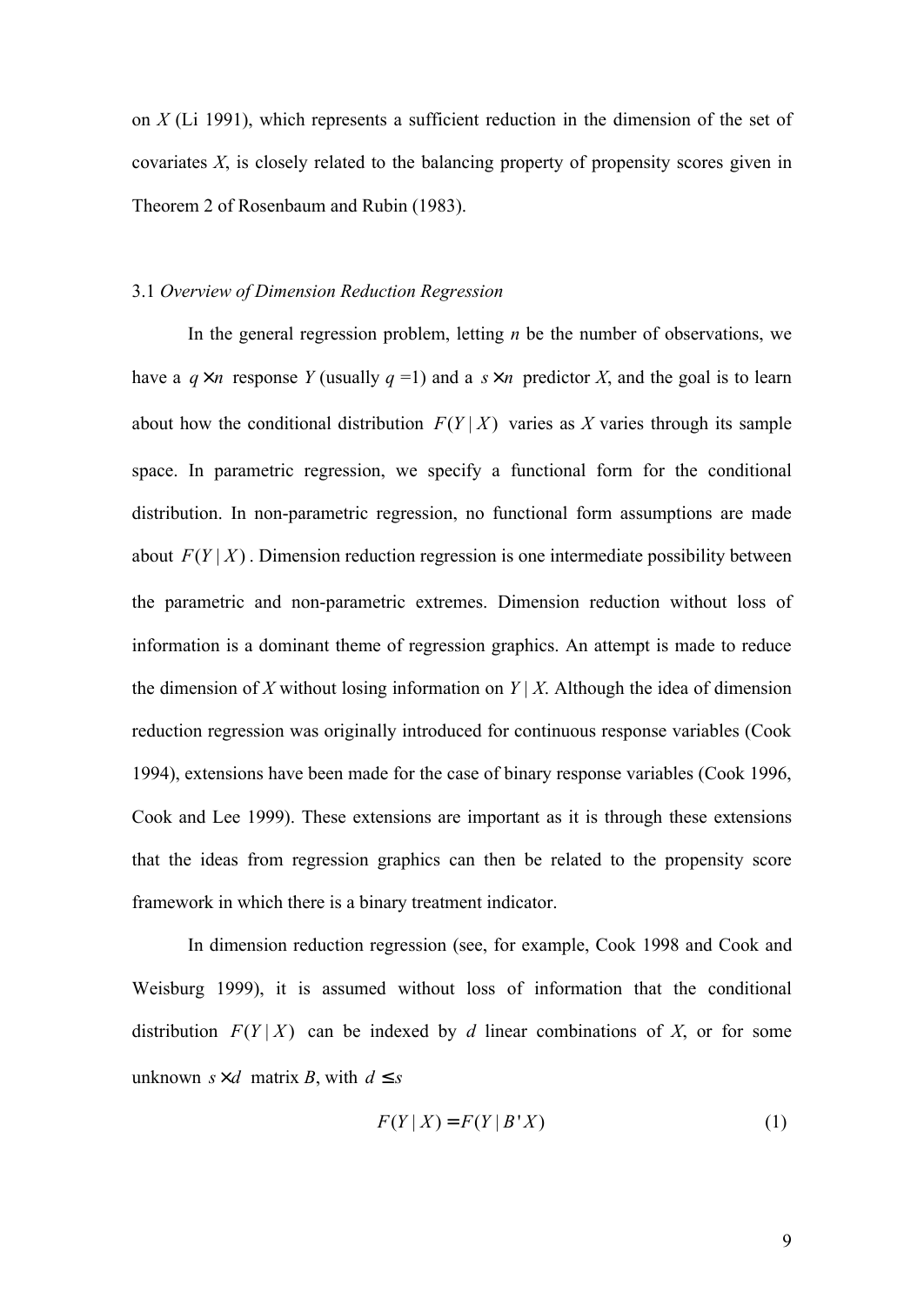on $X$ (Li 1991), which represents a sufficient reduction in the dimension of the set of covariates $X$, is closely related to the balancing property of propensity scores given in Theorem 2 of Rosenbaum and Rubin (1983).

### 3.1 *Overview of Dimension Reduction Regression*

In the general regression problem, letting $n$ be the number of observations, we have a $q \times n$ response $Y$ (usually $q = 1$) and a $s \times n$ predictor $X$, and the goal is to learn about how the conditional distribution $F(Y \mid X)$ varies as $X$ varies through its sample space. In parametric regression, we specify a functional form for the conditional distribution. In non-parametric regression, no functional form assumptions are made about $F(Y \mid X)$. Dimension reduction regression is one intermediate possibility between the parametric and non-parametric extremes. Dimension reduction without loss of information is a dominant theme of regression graphics. An attempt is made to reduce the dimension of $X$ without losing information on $Y \mid X$. Although the idea of dimension reduction regression was originally introduced for continuous response variables (Cook 1994), extensions have been made for the case of binary response variables (Cook 1996, Cook and Lee 1999). These extensions are important as it is through these extensions that the ideas from regression graphics can then be related to the propensity score framework in which there is a binary treatment indicator.

In dimension reduction regression (see, for example, Cook 1998 and Cook and Weisburg 1999), it is assumed without loss of information that the conditional distribution $F(Y \mid X)$ can be indexed by $d$ linear combinations of $X$, or for some unknown $s \times d$ matrix $B$, with $d \leq s$

$$F(Y \mid X) = F(Y \mid B'X) \tag{1}$$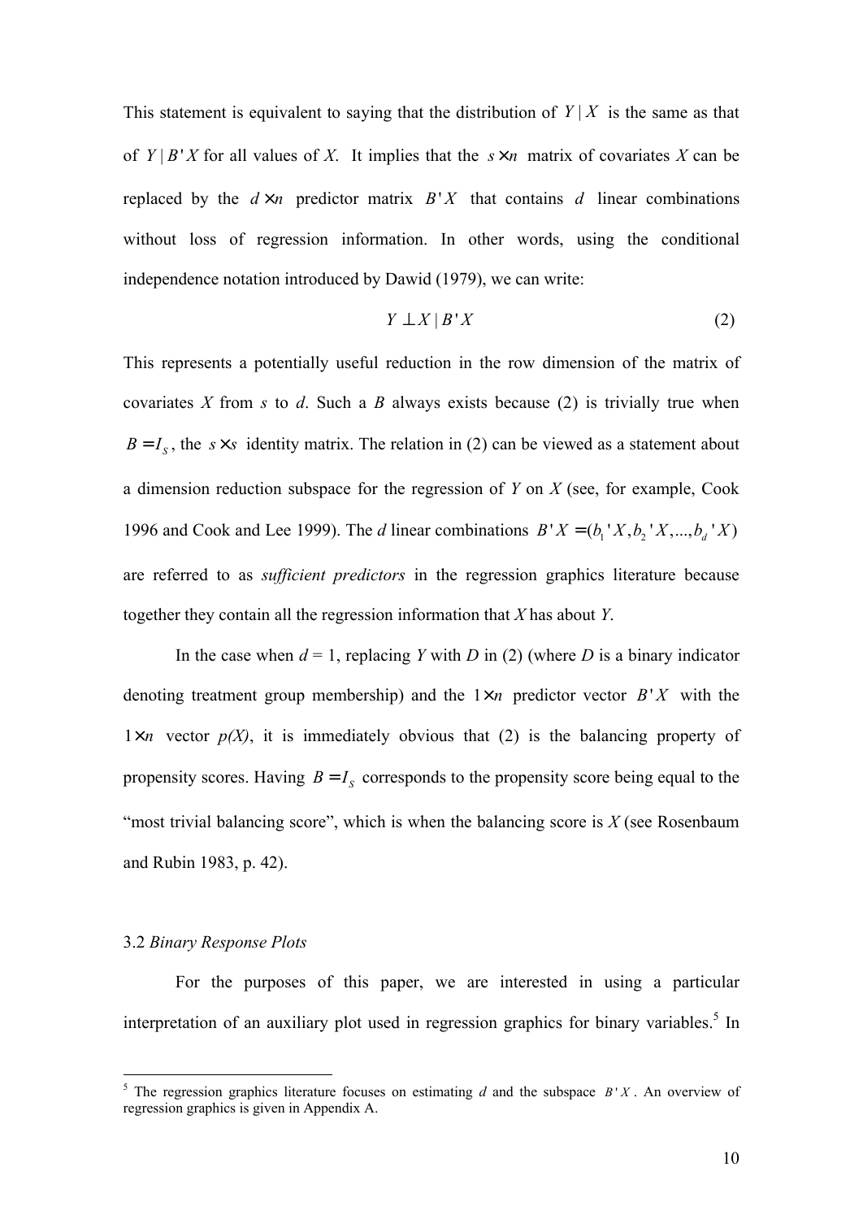This statement is equivalent to saying that the distribution of $Y \mid X$ is the same as that of $Y \mid B'X$ for all values of *X*. It implies that the $s \times n$ matrix of covariates *X* can be replaced by the $d \times n$ predictor matrix $B'X$ that contains *d* linear combinations without loss of regression information. In other words, using the conditional independence notation introduced by Dawid (1979), we can write:

$$Y \perp X \mid B'X \tag{2}$$

This represents a potentially useful reduction in the row dimension of the matrix of covariates *X* from *s* to *d*. Such a *B* always exists because (2) is trivially true when $B = I_S$, the $s \times s$ identity matrix. The relation in (2) can be viewed as a statement about a dimension reduction subspace for the regression of *Y* on *X* (see, for example, Cook 1996 and Cook and Lee 1999). The *d* linear combinations $B'X = (b_1'X, b_2'X, ..., b_d'X)$ are referred to as *sufficient predictors* in the regression graphics literature because together they contain all the regression information that *X* has about *Y*.

In the case when $d = 1$, replacing *Y* with *D* in (2) (where *D* is a binary indicator denoting treatment group membership) and the $1 \times n$ predictor vector $B'X$ with the $1 \times n$ vector *p(X)*, it is immediately obvious that (2) is the balancing property of propensity scores. Having $B = I_S$ corresponds to the propensity score being equal to the "most trivial balancing score", which is when the balancing score is *X* (see Rosenbaum and Rubin 1983, p. 42).

### 3.2 *Binary Response Plots*

For the purposes of this paper, we are interested in using a particular interpretation of an auxiliary plot used in regression graphics for binary variables.[5] In

[5] The regression graphics literature focuses on estimating *d* and the subspace $B'X$. An overview of regression graphics is given in Appendix A.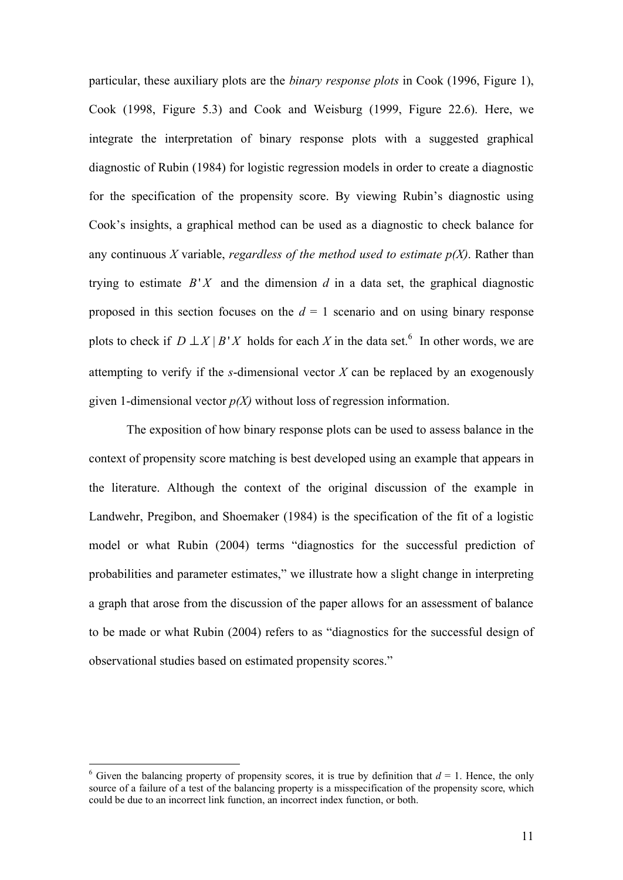particular, these auxiliary plots are the *binary response plots* in Cook (1996, Figure 1), Cook (1998, Figure 5.3) and Cook and Weisburg (1999, Figure 22.6). Here, we integrate the interpretation of binary response plots with a suggested graphical diagnostic of Rubin (1984) for logistic regression models in order to create a diagnostic for the specification of the propensity score. By viewing Rubin's diagnostic using Cook's insights, a graphical method can be used as a diagnostic to check balance for any continuous $X$ variable, *regardless of the method used to estimate p(X)*. Rather than trying to estimate $B'X$ and the dimension $d$ in a data set, the graphical diagnostic proposed in this section focuses on the $d = 1$ scenario and on using binary response plots to check if $D \perp X \mid B'X$ holds for each $X$ in the data set.[6] In other words, we are attempting to verify if the $s$-dimensional vector $X$ can be replaced by an exogenously given 1-dimensional vector $p(X)$ without loss of regression information.

The exposition of how binary response plots can be used to assess balance in the context of propensity score matching is best developed using an example that appears in the literature. Although the context of the original discussion of the example in Landwehr, Pregibon, and Shoemaker (1984) is the specification of the fit of a logistic model or what Rubin (2004) terms "diagnostics for the successful prediction of probabilities and parameter estimates," we illustrate how a slight change in interpreting a graph that arose from the discussion of the paper allows for an assessment of balance to be made or what Rubin (2004) refers to as "diagnostics for the successful design of observational studies based on estimated propensity scores."

[6] Given the balancing property of propensity scores, it is true by definition that $d = 1$. Hence, the only source of a failure of a test of the balancing property is a misspecification of the propensity score, which could be due to an incorrect link function, an incorrect index function, or both.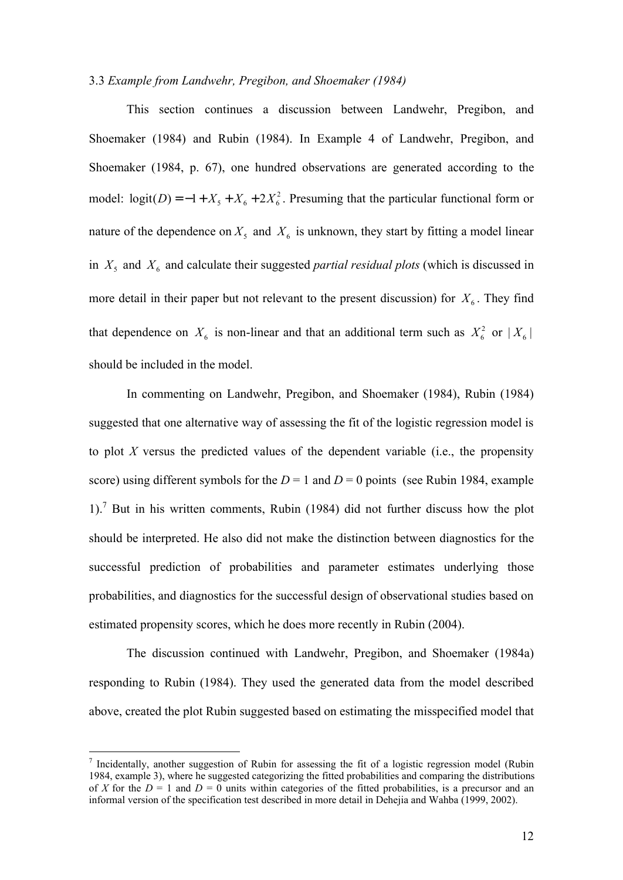### 3.3 *Example from Landwehr, Pregibon, and Shoemaker (1984)*

This section continues a discussion between Landwehr, Pregibon, and Shoemaker (1984) and Rubin (1984). In Example 4 of Landwehr, Pregibon, and Shoemaker (1984, p. 67), one hundred observations are generated according to the model: $\text{logit}(D) = -1 + X_5 + X_6 + 2X_6^2$. Presuming that the particular functional form or nature of the dependence on $X_5$ and $X_6$ is unknown, they start by fitting a model linear in $X_5$ and $X_6$ and calculate their suggested *partial residual plots* (which is discussed in more detail in their paper but not relevant to the present discussion) for $X_6$. They find that dependence on $X_6$ is non-linear and that an additional term such as $X_6^2$ or $|X_6|$ should be included in the model.

In commenting on Landwehr, Pregibon, and Shoemaker (1984), Rubin (1984) suggested that one alternative way of assessing the fit of the logistic regression model is to plot *X* versus the predicted values of the dependent variable (i.e., the propensity score) using different symbols for the *D* = 1 and *D* = 0 points (see Rubin 1984, example 1).[7] But in his written comments, Rubin (1984) did not further discuss how the plot should be interpreted. He also did not make the distinction between diagnostics for the successful prediction of probabilities and parameter estimates underlying those probabilities, and diagnostics for the successful design of observational studies based on estimated propensity scores, which he does more recently in Rubin (2004).

The discussion continued with Landwehr, Pregibon, and Shoemaker (1984a) responding to Rubin (1984). They used the generated data from the model described above, created the plot Rubin suggested based on estimating the misspecified model that

[7] Incidentally, another suggestion of Rubin for assessing the fit of a logistic regression model (Rubin 1984, example 3), where he suggested categorizing the fitted probabilities and comparing the distributions of *X* for the *D* = 1 and *D* = 0 units within categories of the fitted probabilities, is a precursor and an informal version of the specification test described in more detail in Dehejia and Wahba (1999, 2002).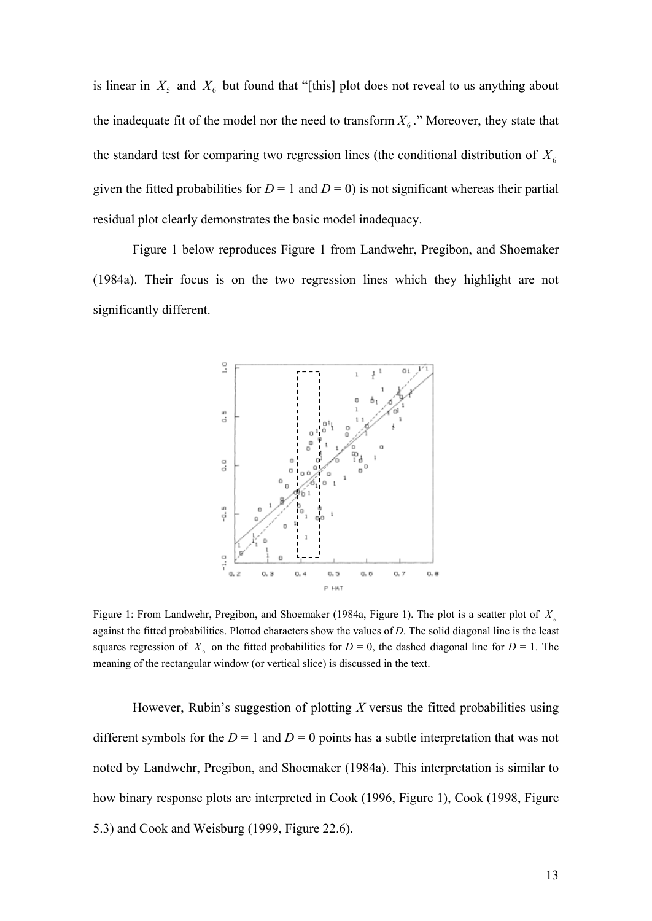is linear in $X_5$ and $X_6$ but found that "[this] plot does not reveal to us anything about the inadequate fit of the model nor the need to transform $X_6$." Moreover, they state that the standard test for comparing two regression lines (the conditional distribution of $X_6$ given the fitted probabilities for $D = 1$ and $D = 0$) is not significant whereas their partial residual plot clearly demonstrates the basic model inadequacy.

Figure 1 below reproduces Figure 1 from Landwehr, Pregibon, and Shoemaker (1984a). Their focus is on the two regression lines which they highlight are not significantly different.

Figure 1: From Landwehr, Pregibon, and Shoemaker (1984a, Figure 1). The plot is a scatter plot of $X_6$ against the fitted probabilities. Plotted characters show the values of $D$. The solid diagonal line is the least squares regression of $X_6$ on the fitted probabilities for $D = 0$, the dashed diagonal line for $D = 1$. The meaning of the rectangular window (or vertical slice) is discussed in the text.

However, Rubin's suggestion of plotting $X$ versus the fitted probabilities using different symbols for the $D = 1$ and $D = 0$ points has a subtle interpretation that was not noted by Landwehr, Pregibon, and Shoemaker (1984a). This interpretation is similar to how binary response plots are interpreted in Cook (1996, Figure 1), Cook (1998, Figure 5.3) and Cook and Weisburg (1999, Figure 22.6).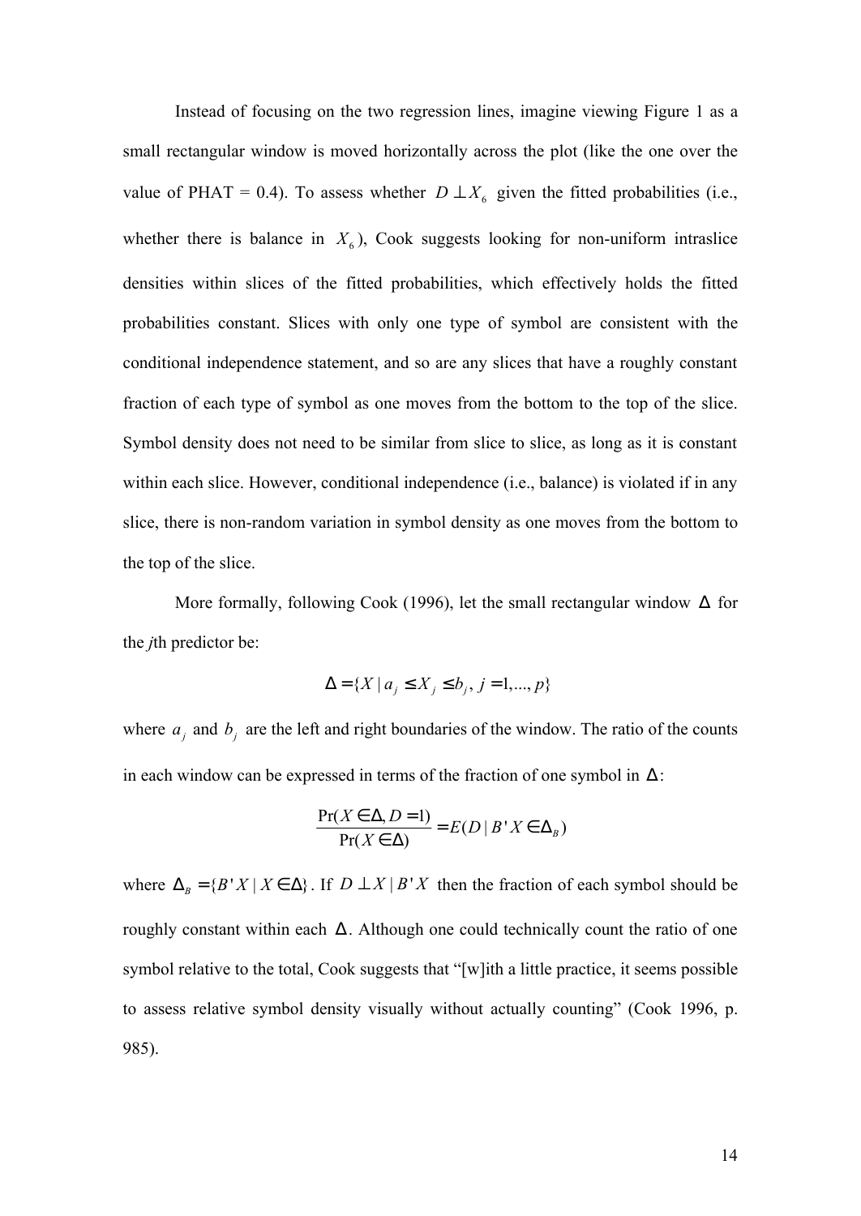Instead of focusing on the two regression lines, imagine viewing Figure 1 as a small rectangular window is moved horizontally across the plot (like the one over the value of PHAT = 0.4). To assess whether $D \perp X_6$ given the fitted probabilities (i.e., whether there is balance in $X_6$), Cook suggests looking for non-uniform intraslice densities within slices of the fitted probabilities, which effectively holds the fitted probabilities constant. Slices with only one type of symbol are consistent with the conditional independence statement, and so are any slices that have a roughly constant fraction of each type of symbol as one moves from the bottom to the top of the slice. Symbol density does not need to be similar from slice to slice, as long as it is constant within each slice. However, conditional independence (i.e., balance) is violated if in any slice, there is non-random variation in symbol density as one moves from the bottom to the top of the slice.

More formally, following Cook (1996), let the small rectangular window $\Delta$ for the *j*th predictor be:

$$\Delta = \{X \mid a_j \leq X_j \leq b_j,\ j = 1, ..., p\}$$

where $a_j$ and $b_j$ are the left and right boundaries of the window. The ratio of the counts in each window can be expressed in terms of the fraction of one symbol in $\Delta$:

$$\frac{\Pr(X \in \Delta, D = 1)}{\Pr(X \in \Delta)} = E(D \mid B'X \in \Delta_B)$$

where $\Delta_B = \{B'X \mid X \in \Delta\}$. If $D \perp X \mid B'X$ then the fraction of each symbol should be roughly constant within each $\Delta$. Although one could technically count the ratio of one symbol relative to the total, Cook suggests that "[w]ith a little practice, it seems possible to assess relative symbol density visually without actually counting" (Cook 1996, p. 985).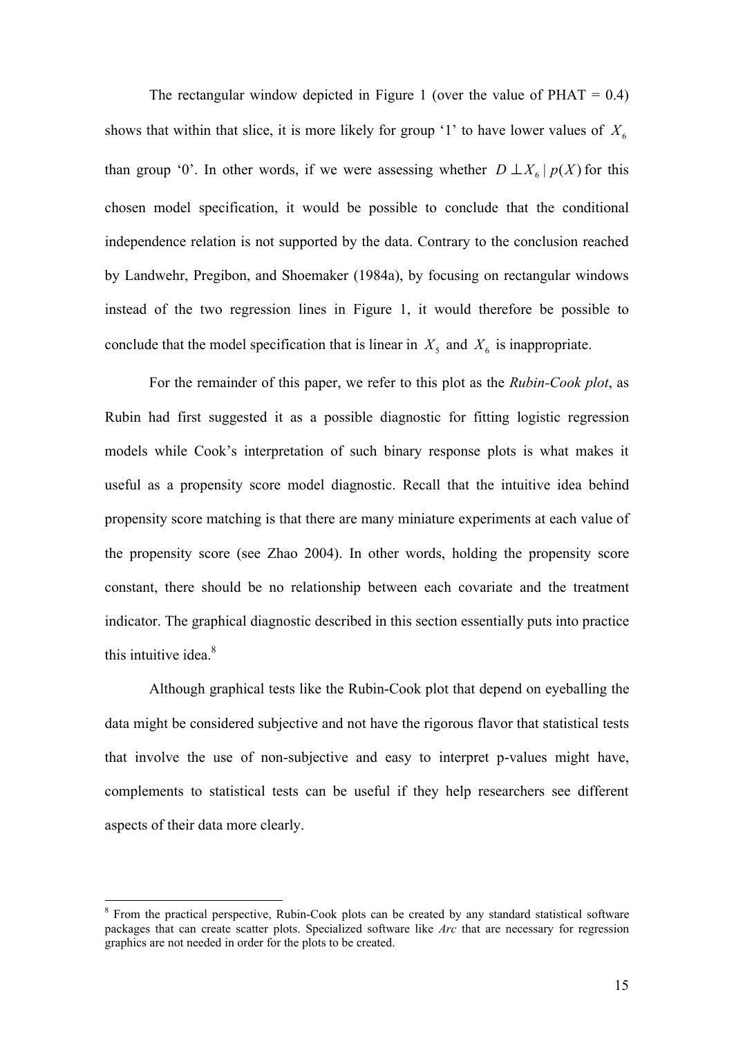The rectangular window depicted in Figure 1 (over the value of PHAT = 0.4) shows that within that slice, it is more likely for group '1' to have lower values of $X_6$ than group '0'. In other words, if we were assessing whether $D \perp X_6 \mid p(X)$ for this chosen model specification, it would be possible to conclude that the conditional independence relation is not supported by the data. Contrary to the conclusion reached by Landwehr, Pregibon, and Shoemaker (1984a), by focusing on rectangular windows instead of the two regression lines in Figure 1, it would therefore be possible to conclude that the model specification that is linear in $X_5$ and $X_6$ is inappropriate.

For the remainder of this paper, we refer to this plot as the *Rubin-Cook plot*, as Rubin had first suggested it as a possible diagnostic for fitting logistic regression models while Cook's interpretation of such binary response plots is what makes it useful as a propensity score model diagnostic. Recall that the intuitive idea behind propensity score matching is that there are many miniature experiments at each value of the propensity score (see Zhao 2004). In other words, holding the propensity score constant, there should be no relationship between each covariate and the treatment indicator. The graphical diagnostic described in this section essentially puts into practice this intuitive idea.[8]

Although graphical tests like the Rubin-Cook plot that depend on eyeballing the data might be considered subjective and not have the rigorous flavor that statistical tests that involve the use of non-subjective and easy to interpret p-values might have, complements to statistical tests can be useful if they help researchers see different aspects of their data more clearly.

---

[8] From the practical perspective, Rubin-Cook plots can be created by any standard statistical software packages that can create scatter plots. Specialized software like *Arc* that are necessary for regression graphics are not needed in order for the plots to be created.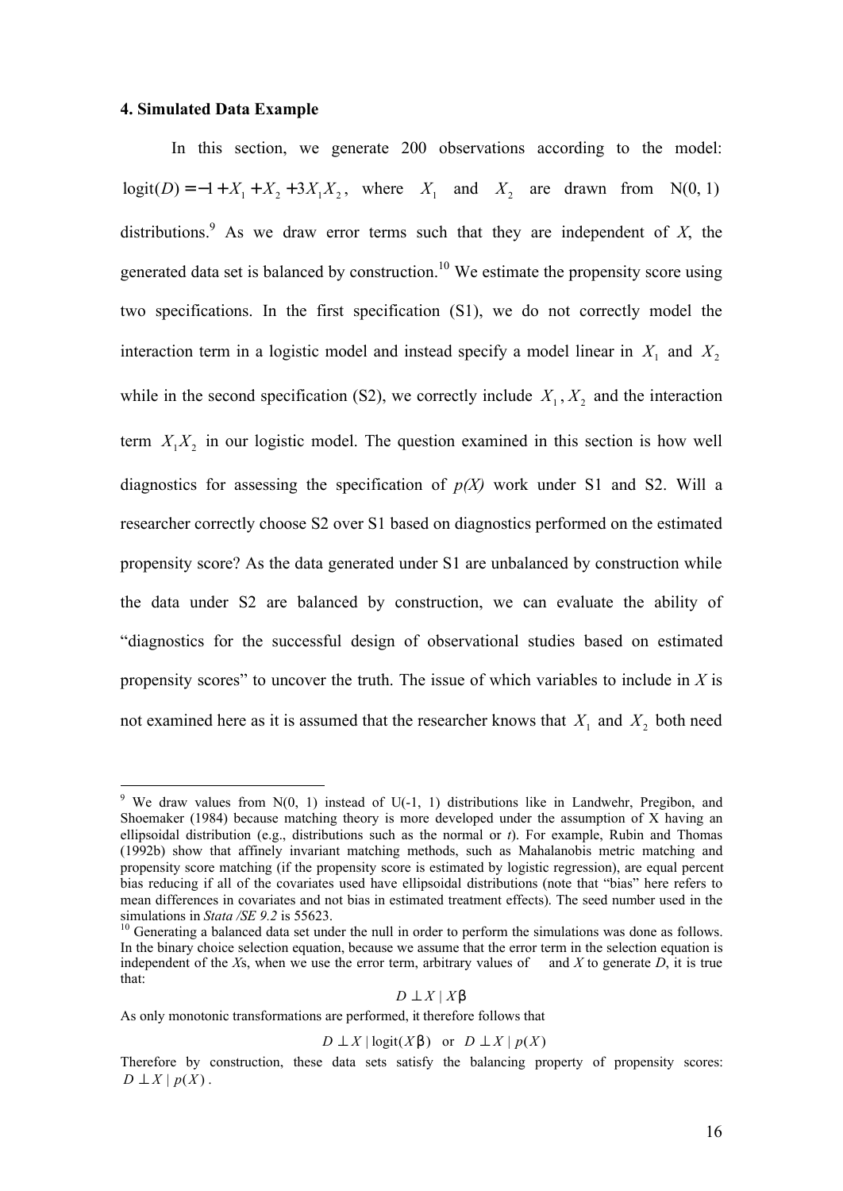### 4. Simulated Data Example

In this section, we generate 200 observations according to the model: $\text{logit}(D) = -1 + X_1 + X_2 + 3X_1X_2$, where $X_1$ and $X_2$ are drawn from N(0, 1) distributions.[9] As we draw error terms such that they are independent of *X*, the generated data set is balanced by construction.[10] We estimate the propensity score using two specifications. In the first specification (S1), we do not correctly model the interaction term in a logistic model and instead specify a model linear in $X_1$ and $X_2$ while in the second specification (S2), we correctly include $X_1, X_2$ and the interaction term $X_1X_2$ in our logistic model. The question examined in this section is how well diagnostics for assessing the specification of *p(X)* work under S1 and S2. Will a researcher correctly choose S2 over S1 based on diagnostics performed on the estimated propensity score? As the data generated under S1 are unbalanced by construction while the data under S2 are balanced by construction, we can evaluate the ability of "diagnostics for the successful design of observational studies based on estimated propensity scores" to uncover the truth. The issue of which variables to include in *X* is not examined here as it is assumed that the researcher knows that $X_1$ and $X_2$ both need

---

[9] We draw values from N(0, 1) instead of U(-1, 1) distributions like in Landwehr, Pregibon, and Shoemaker (1984) because matching theory is more developed under the assumption of X having an ellipsoidal distribution (e.g., distributions such as the normal or *t*). For example, Rubin and Thomas (1992b) show that affinely invariant matching methods, such as Mahalanobis metric matching and propensity score matching (if the propensity score is estimated by logistic regression), are equal percent bias reducing if all of the covariates used have ellipsoidal distributions (note that "bias" here refers to mean differences in covariates and not bias in estimated treatment effects). The seed number used in the simulations in *Stata /SE 9.2* is 55623.

[10] Generating a balanced data set under the null in order to perform the simulations was done as follows. In the binary choice selection equation, because we assume that the error term in the selection equation is independent of the *X*s, when we use the error term, arbitrary values of and *X* to generate *D*, it is true that:

$$D \perp X \mid X\beta$$

As only monotonic transformations are performed, it therefore follows that

$$D \perp X \mid \text{logit}(X\beta) \quad \text{or} \quad D \perp X \mid p(X)$$

Therefore by construction, these data sets satisfy the balancing property of propensity scores: $D \perp X \mid p(X)$.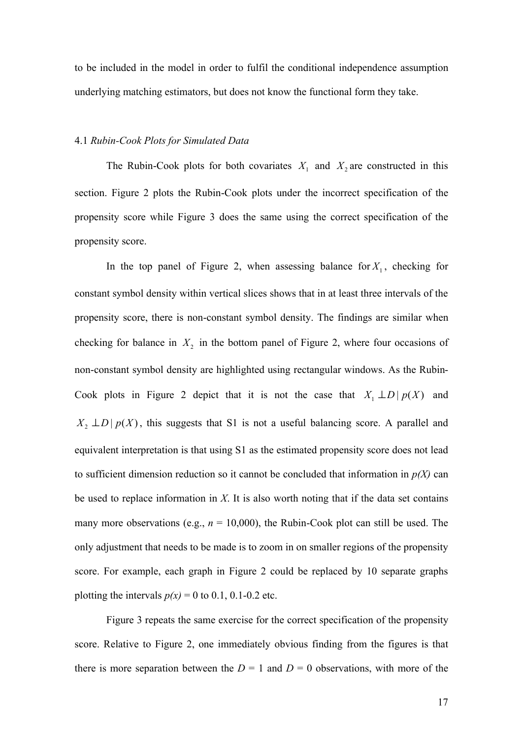to be included in the model in order to fulfil the conditional independence assumption underlying matching estimators, but does not know the functional form they take.

### 4.1 *Rubin-Cook Plots for Simulated Data*

The Rubin-Cook plots for both covariates $X_1$ and $X_2$ are constructed in this section. Figure 2 plots the Rubin-Cook plots under the incorrect specification of the propensity score while Figure 3 does the same using the correct specification of the propensity score.

In the top panel of Figure 2, when assessing balance for $X_1$, checking for constant symbol density within vertical slices shows that in at least three intervals of the propensity score, there is non-constant symbol density. The findings are similar when checking for balance in $X_2$ in the bottom panel of Figure 2, where four occasions of non-constant symbol density are highlighted using rectangular windows. As the Rubin-Cook plots in Figure 2 depict that it is not the case that $X_1 \perp D \mid p(X)$ and $X_2 \perp D \mid p(X)$, this suggests that S1 is not a useful balancing score. A parallel and equivalent interpretation is that using S1 as the estimated propensity score does not lead to sufficient dimension reduction so it cannot be concluded that information in *p(X)* can be used to replace information in *X*. It is also worth noting that if the data set contains many more observations (e.g., *n* = 10,000), the Rubin-Cook plot can still be used. The only adjustment that needs to be made is to zoom in on smaller regions of the propensity score. For example, each graph in Figure 2 could be replaced by 10 separate graphs plotting the intervals *p(x)* = 0 to 0.1, 0.1-0.2 etc.

Figure 3 repeats the same exercise for the correct specification of the propensity score. Relative to Figure 2, one immediately obvious finding from the figures is that there is more separation between the *D* = 1 and *D* = 0 observations, with more of the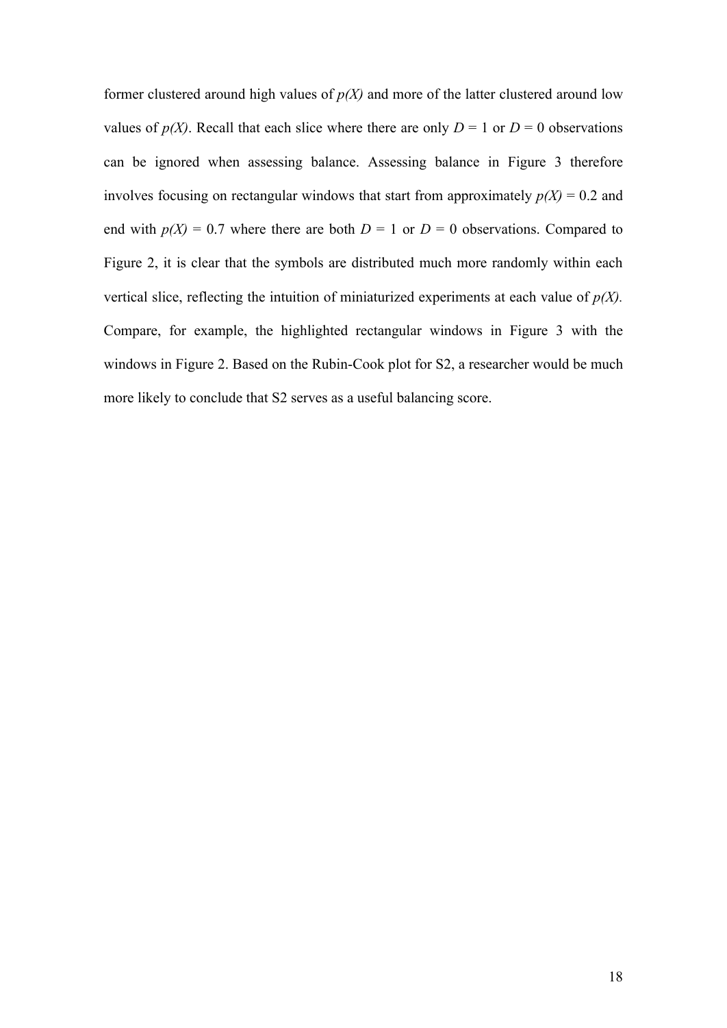former clustered around high values of $p(X)$ and more of the latter clustered around low values of $p(X)$. Recall that each slice where there are only $D = 1$ or $D = 0$ observations can be ignored when assessing balance. Assessing balance in Figure 3 therefore involves focusing on rectangular windows that start from approximately $p(X) = 0.2$ and end with $p(X) = 0.7$ where there are both $D = 1$ or $D = 0$ observations. Compared to Figure 2, it is clear that the symbols are distributed much more randomly within each vertical slice, reflecting the intuition of miniaturized experiments at each value of $p(X)$. Compare, for example, the highlighted rectangular windows in Figure 3 with the windows in Figure 2. Based on the Rubin-Cook plot for S2, a researcher would be much more likely to conclude that S2 serves as a useful balancing score.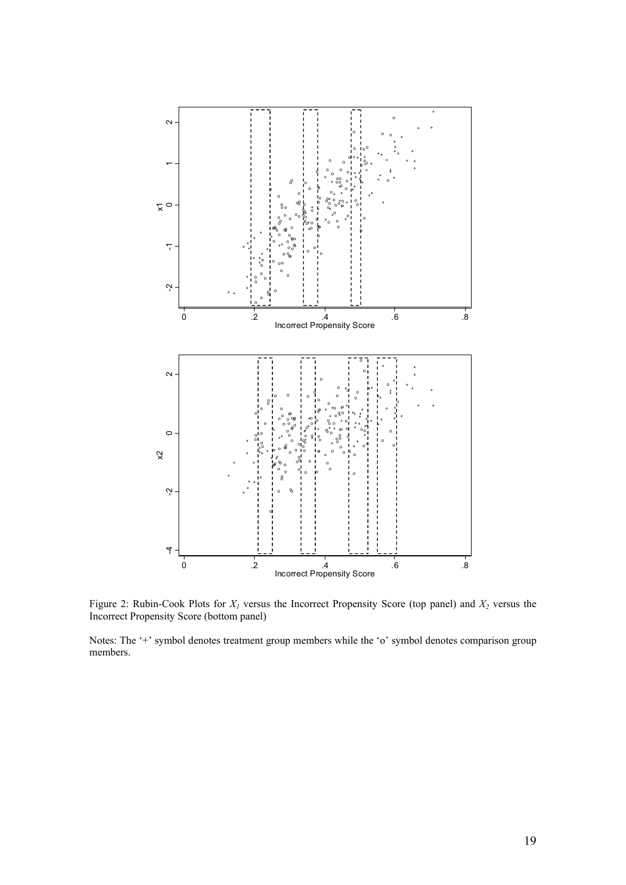Figure 2: Rubin-Cook Plots for $X_1$ versus the Incorrect Propensity Score (top panel) and $X_2$ versus the Incorrect Propensity Score (bottom panel)

Notes: The '+' symbol denotes treatment group members while the 'o' symbol denotes comparison group members.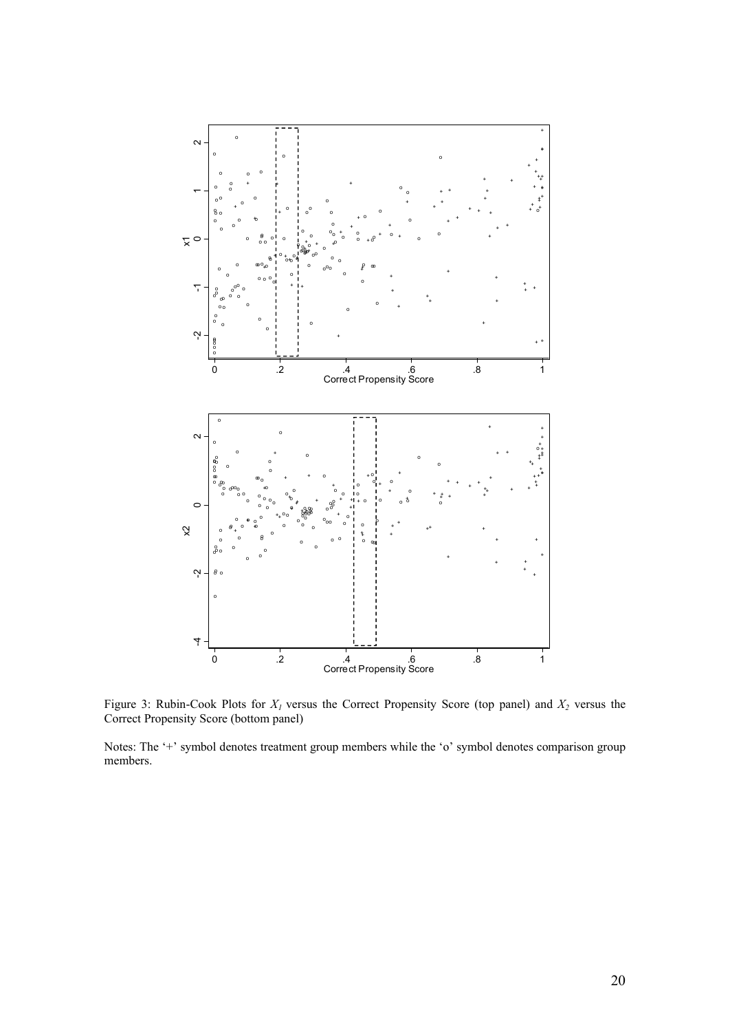Figure 3: Rubin-Cook Plots for $X_1$ versus the Correct Propensity Score (top panel) and $X_2$ versus the Correct Propensity Score (bottom panel)

Notes: The '+' symbol denotes treatment group members while the 'o' symbol denotes comparison group members.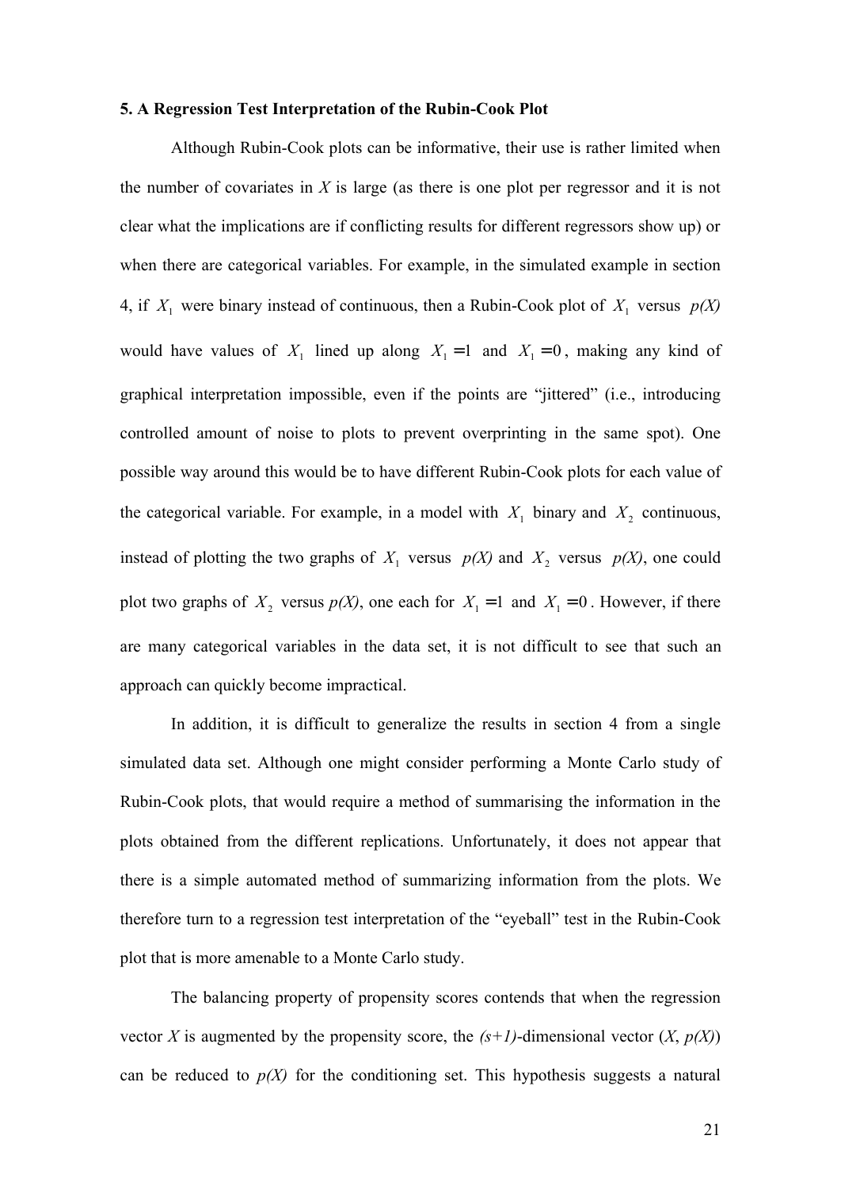## 5. A Regression Test Interpretation of the Rubin-Cook Plot

Although Rubin-Cook plots can be informative, their use is rather limited when the number of covariates in *X* is large (as there is one plot per regressor and it is not clear what the implications are if conflicting results for different regressors show up) or when there are categorical variables. For example, in the simulated example in section 4, if $X_1$ were binary instead of continuous, then a Rubin-Cook plot of $X_1$ versus *p(X)* would have values of $X_1$ lined up along $X_1 = 1$ and $X_1 = 0$, making any kind of graphical interpretation impossible, even if the points are "jittered" (i.e., introducing controlled amount of noise to plots to prevent overprinting in the same spot). One possible way around this would be to have different Rubin-Cook plots for each value of the categorical variable. For example, in a model with $X_1$ binary and $X_2$ continuous, instead of plotting the two graphs of $X_1$ versus *p(X)* and $X_2$ versus *p(X)*, one could plot two graphs of $X_2$ versus *p(X)*, one each for $X_1 = 1$ and $X_1 = 0$. However, if there are many categorical variables in the data set, it is not difficult to see that such an approach can quickly become impractical.

In addition, it is difficult to generalize the results in section 4 from a single simulated data set. Although one might consider performing a Monte Carlo study of Rubin-Cook plots, that would require a method of summarising the information in the plots obtained from the different replications. Unfortunately, it does not appear that there is a simple automated method of summarizing information from the plots. We therefore turn to a regression test interpretation of the "eyeball" test in the Rubin-Cook plot that is more amenable to a Monte Carlo study.

The balancing property of propensity scores contends that when the regression vector *X* is augmented by the propensity score, the *(s+1)*-dimensional vector (*X*, *p(X)*) can be reduced to *p(X)* for the conditioning set. This hypothesis suggests a natural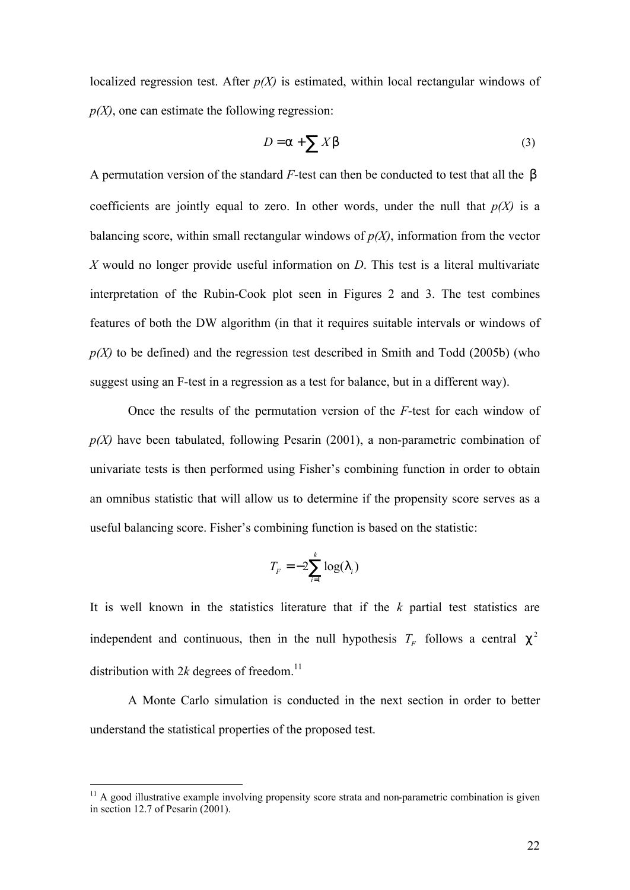localized regression test. After *p(X)* is estimated, within local rectangular windows of *p(X)*, one can estimate the following regression:

$$D = \alpha + \sum X\beta \tag{3}$$

A permutation version of the standard *F*-test can then be conducted to test that all the $\beta$ coefficients are jointly equal to zero. In other words, under the null that *p(X)* is a balancing score, within small rectangular windows of *p(X)*, information from the vector *X* would no longer provide useful information on *D*. This test is a literal multivariate interpretation of the Rubin-Cook plot seen in Figures 2 and 3. The test combines features of both the DW algorithm (in that it requires suitable intervals or windows of *p(X)* to be defined) and the regression test described in Smith and Todd (2005b) (who suggest using an F-test in a regression as a test for balance, but in a different way).

Once the results of the permutation version of the *F*-test for each window of *p(X)* have been tabulated, following Pesarin (2001), a non-parametric combination of univariate tests is then performed using Fisher's combining function in order to obtain an omnibus statistic that will allow us to determine if the propensity score serves as a useful balancing score. Fisher's combining function is based on the statistic:

$$T_F = -2\sum_{i=1}^{k} \log(\lambda_i)$$

It is well known in the statistics literature that if the *k* partial test statistics are independent and continuous, then in the null hypothesis $T_F$ follows a central $\chi^2$ distribution with 2*k* degrees of freedom.[11]

A Monte Carlo simulation is conducted in the next section in order to better understand the statistical properties of the proposed test.

[11] A good illustrative example involving propensity score strata and non-parametric combination is given in section 12.7 of Pesarin (2001).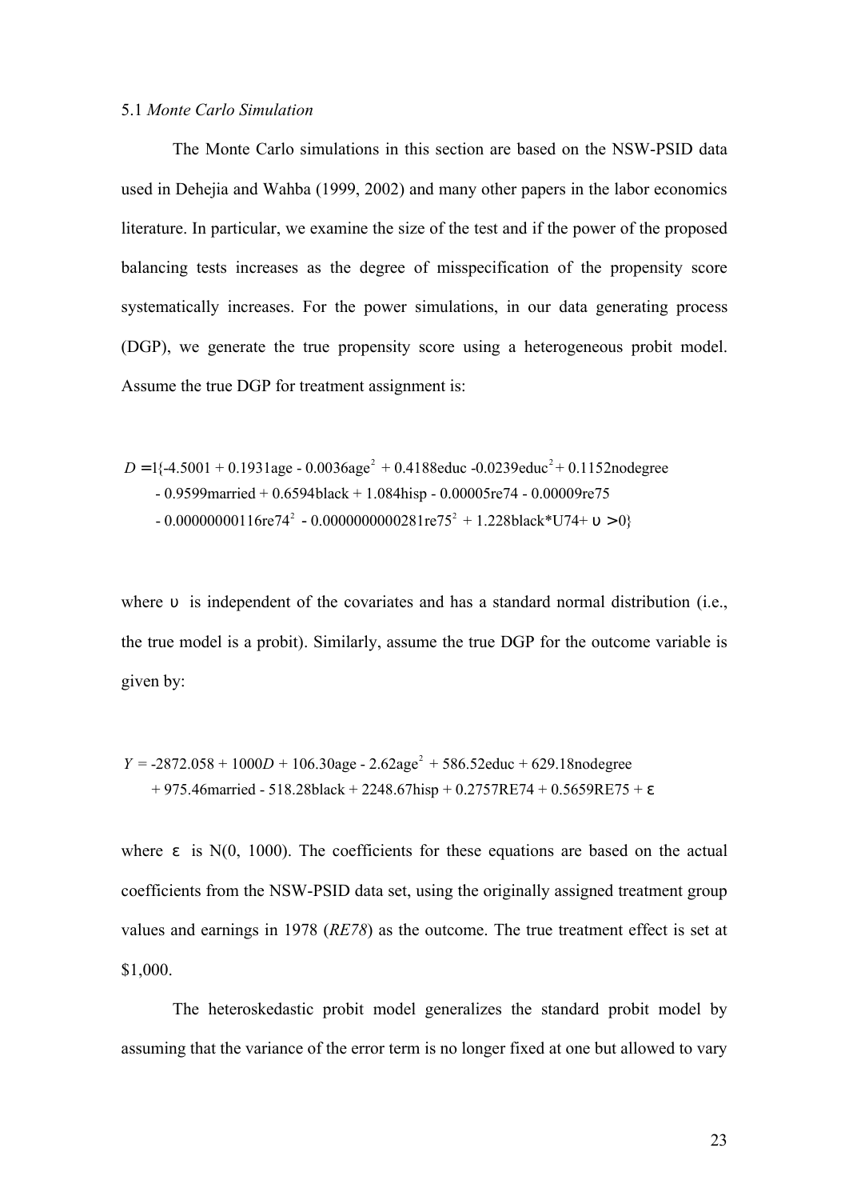5.1 *Monte Carlo Simulation*

The Monte Carlo simulations in this section are based on the NSW-PSID data used in Dehejia and Wahba (1999, 2002) and many other papers in the labor economics literature. In particular, we examine the size of the test and if the power of the proposed balancing tests increases as the degree of misspecification of the propensity score systematically increases. For the power simulations, in our data generating process (DGP), we generate the true propensity score using a heterogeneous probit model. Assume the true DGP for treatment assignment is:

$$
\begin{aligned}
D = 1\{&-4.5001 + 0.1931\text{age} - 0.0036\text{age}^2 + 0.4188\text{educ} - 0.0239\text{educ}^2 + 0.1152\text{nodegree} \\
&- 0.9599\text{married} + 0.6594\text{black} + 1.084\text{hisp} - 0.00005\text{re74} - 0.00009\text{re75} \\
&- 0.00000000116\text{re74}^2 - 0.0000000000281\text{re75}^2 + 1.228\text{black*U74} + \upsilon > 0\}
\end{aligned}
$$

where $\upsilon$ is independent of the covariates and has a standard normal distribution (i.e., the true model is a probit). Similarly, assume the true DGP for the outcome variable is given by:

$$
\begin{aligned}
Y = &-2872.058 + 1000D + 106.30\text{age} - 2.62\text{age}^2 + 586.52\text{educ} + 629.18\text{nodegree} \\
&+ 975.46\text{married} - 518.28\text{black} + 2248.67\text{hisp} + 0.2757\text{RE74} + 0.5659\text{RE75} + \varepsilon
\end{aligned}
$$

where $\varepsilon$ is N(0, 1000). The coefficients for these equations are based on the actual coefficients from the NSW-PSID data set, using the originally assigned treatment group values and earnings in 1978 (*RE78*) as the outcome. The true treatment effect is set at \$1,000.

The heteroskedastic probit model generalizes the standard probit model by assuming that the variance of the error term is no longer fixed at one but allowed to vary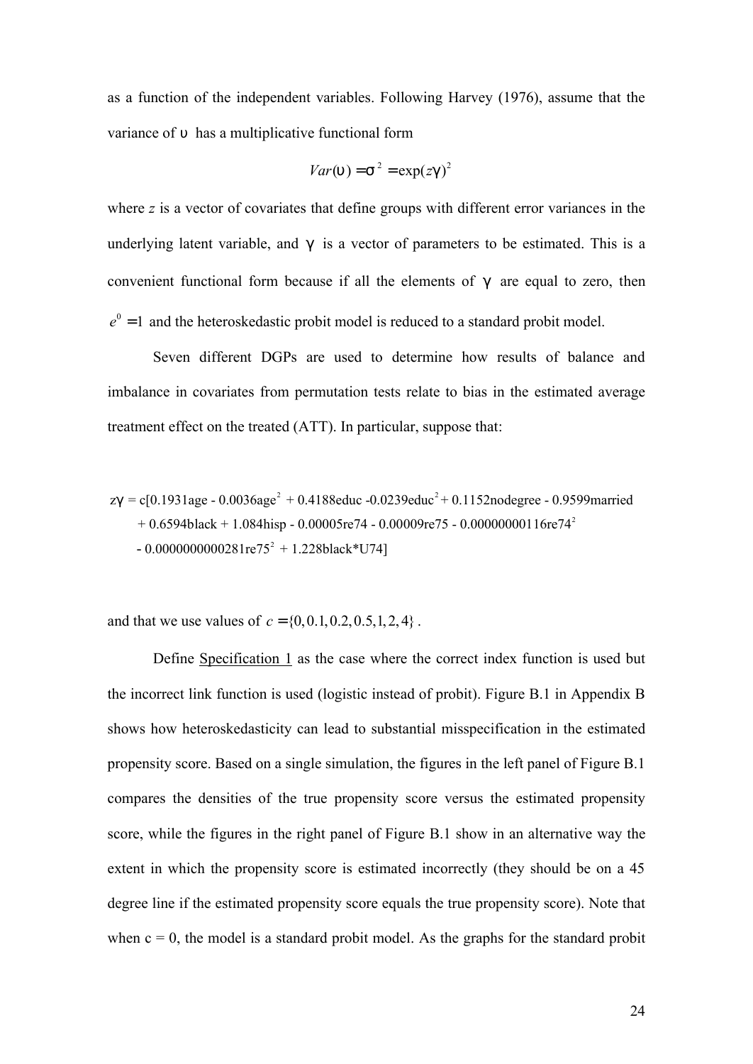as a function of the independent variables. Following Harvey (1976), assume that the variance of $\upsilon$ has a multiplicative functional form

$$Var(\upsilon) = \sigma^2 = \exp(z\gamma)^2$$

where $z$ is a vector of covariates that define groups with different error variances in the underlying latent variable, and $\gamma$ is a vector of parameters to be estimated. This is a convenient functional form because if all the elements of $\gamma$ are equal to zero, then $e^0 = 1$ and the heteroskedastic probit model is reduced to a standard probit model.

Seven different DGPs are used to determine how results of balance and imbalance in covariates from permutation tests relate to bias in the estimated average treatment effect on the treated (ATT). In particular, suppose that:

$$\begin{aligned} z\gamma = c[&0.1931\text{age} - 0.0036\text{age}^2 + 0.4188\text{educ} - 0.0239\text{educ}^2 + 0.1152\text{nodegree} - 0.9599\text{married} \\ &+ 0.6594\text{black} + 1.084\text{hisp} - 0.00005\text{re74} - 0.00009\text{re75} - 0.00000000116\text{re74}^2 \\ &- 0.0000000000281\text{re75}^2 + 1.228\text{black*U74}] \end{aligned}$$

and that we use values of $c = \{0, 0.1, 0.2, 0.5, 1, 2, 4\}$.

Define Specification 1 as the case where the correct index function is used but the incorrect link function is used (logistic instead of probit). Figure B.1 in Appendix B shows how heteroskedasticity can lead to substantial misspecification in the estimated propensity score. Based on a single simulation, the figures in the left panel of Figure B.1 compares the densities of the true propensity score versus the estimated propensity score, while the figures in the right panel of Figure B.1 show in an alternative way the extent in which the propensity score is estimated incorrectly (they should be on a 45 degree line if the estimated propensity score equals the true propensity score). Note that when c = 0, the model is a standard probit model. As the graphs for the standard probit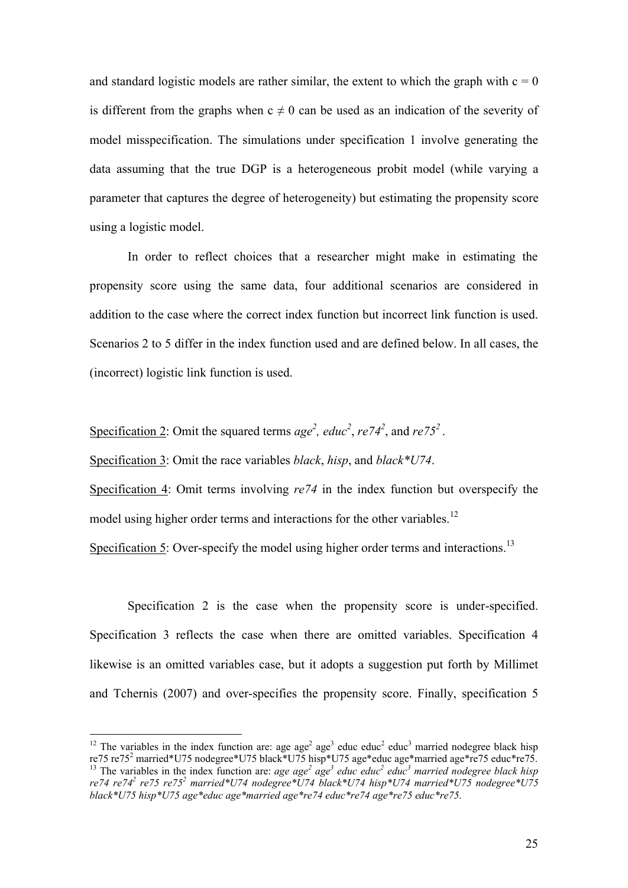and standard logistic models are rather similar, the extent to which the graph with $c = 0$ is different from the graphs when $c \neq 0$ can be used as an indication of the severity of model misspecification. The simulations under specification 1 involve generating the data assuming that the true DGP is a heterogeneous probit model (while varying a parameter that captures the degree of heterogeneity) but estimating the propensity score using a logistic model.

In order to reflect choices that a researcher might make in estimating the propensity score using the same data, four additional scenarios are considered in addition to the case where the correct index function but incorrect link function is used. Scenarios 2 to 5 differ in the index function used and are defined below. In all cases, the (incorrect) logistic link function is used.

Specification 2: Omit the squared terms *age*$^2$, *educ*$^2$, *re74*$^2$, and *re75*$^2$.

Specification 3: Omit the race variables *black*, *hisp*, and *black*U74*.

Specification 4: Omit terms involving *re74* in the index function but overspecify the model using higher order terms and interactions for the other variables.[12]

Specification 5: Over-specify the model using higher order terms and interactions.[13]

Specification 2 is the case when the propensity score is under-specified. Specification 3 reflects the case when there are omitted variables. Specification 4 likewise is an omitted variables case, but it adopts a suggestion put forth by Millimet and Tchernis (2007) and over-specifies the propensity score. Finally, specification 5

---

[12] The variables in the index function are: age age$^2$ age$^3$ educ educ$^2$ educ$^3$ married nodegree black hisp re75 re75$^2$ married*U75 nodegree*U75 black*U75 hisp*U75 age*educ age*married age*re75 educ*re75.

[13] The variables in the index function are: *age age*$^2$ *age*$^3$ *educ educ*$^2$ *educ*$^3$ *married nodegree black hisp re74 re74*$^2$ *re75 re75*$^2$ *married*U74 nodegree*U74 black*U74 hisp*U74 married*U75 nodegree*U75 black*U75 hisp*U75 age*educ age*married age*re74 educ*re74 age*re75 educ*re75*.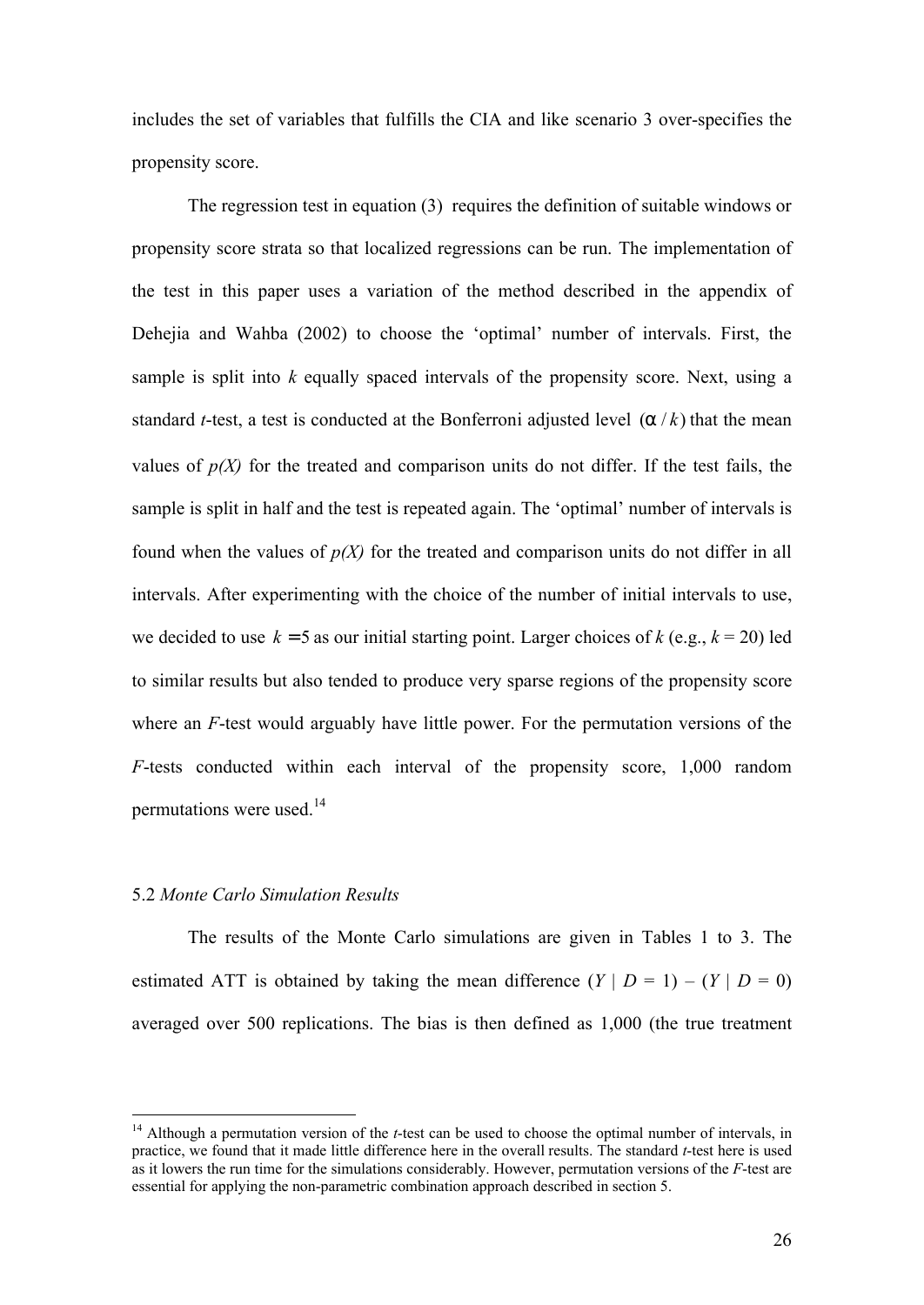includes the set of variables that fulfills the CIA and like scenario 3 over-specifies the propensity score.

The regression test in equation (3) requires the definition of suitable windows or propensity score strata so that localized regressions can be run. The implementation of the test in this paper uses a variation of the method described in the appendix of Dehejia and Wahba (2002) to choose the 'optimal' number of intervals. First, the sample is split into $k$ equally spaced intervals of the propensity score. Next, using a standard $t$-test, a test is conducted at the Bonferroni adjusted level $(\alpha / k)$ that the mean values of $p(X)$ for the treated and comparison units do not differ. If the test fails, the sample is split in half and the test is repeated again. The 'optimal' number of intervals is found when the values of $p(X)$ for the treated and comparison units do not differ in all intervals. After experimenting with the choice of the number of initial intervals to use, we decided to use $k = 5$ as our initial starting point. Larger choices of $k$ (e.g., $k = 20$) led to similar results but also tended to produce very sparse regions of the propensity score where an $F$-test would arguably have little power. For the permutation versions of the $F$-tests conducted within each interval of the propensity score, 1,000 random permutations were used.[14]

### 5.2 *Monte Carlo Simulation Results*

The results of the Monte Carlo simulations are given in Tables 1 to 3. The estimated ATT is obtained by taking the mean difference $(Y \mid D = 1) - (Y \mid D = 0)$ averaged over 500 replications. The bias is then defined as 1,000 (the true treatment

[14] Although a permutation version of the $t$-test can be used to choose the optimal number of intervals, in practice, we found that it made little difference here in the overall results. The standard $t$-test here is used as it lowers the run time for the simulations considerably. However, permutation versions of the $F$-test are essential for applying the non-parametric combination approach described in section 5.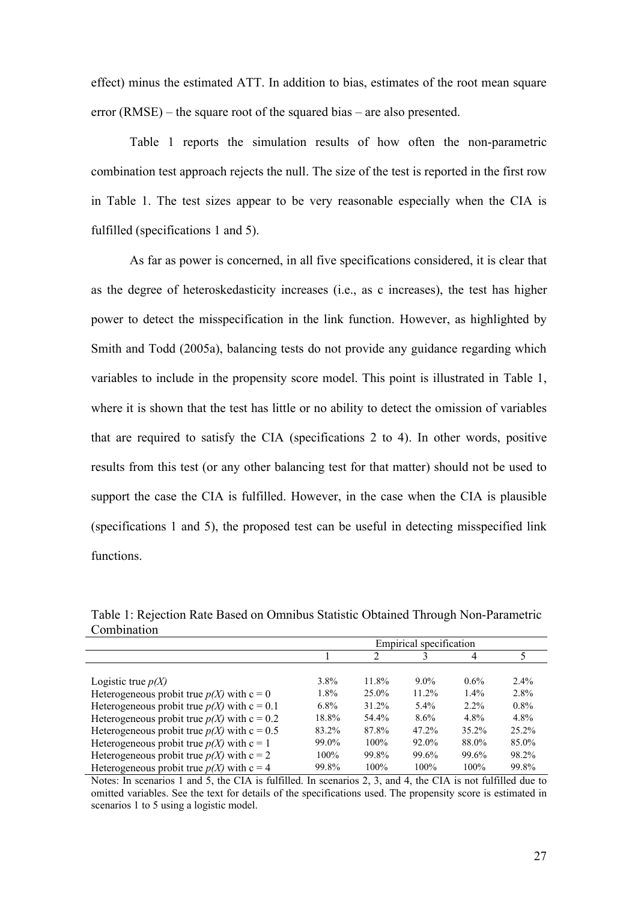effect) minus the estimated ATT. In addition to bias, estimates of the root mean square error (RMSE) – the square root of the squared bias – are also presented.

Table 1 reports the simulation results of how often the non-parametric combination test approach rejects the null. The size of the test is reported in the first row in Table 1. The test sizes appear to be very reasonable especially when the CIA is fulfilled (specifications 1 and 5).

As far as power is concerned, in all five specifications considered, it is clear that as the degree of heteroskedasticity increases (i.e., as c increases), the test has higher power to detect the misspecification in the link function. However, as highlighted by Smith and Todd (2005a), balancing tests do not provide any guidance regarding which variables to include in the propensity score model. This point is illustrated in Table 1, where it is shown that the test has little or no ability to detect the omission of variables that are required to satisfy the CIA (specifications 2 to 4). In other words, positive results from this test (or any other balancing test for that matter) should not be used to support the case the CIA is fulfilled. However, in the case when the CIA is plausible (specifications 1 and 5), the proposed test can be useful in detecting misspecified link functions.

Table 1: Rejection Rate Based on Omnibus Statistic Obtained Through Non-Parametric Combination

| | Empirical specification | | | | |
|---|---|---|---|---|---|
| | 1 | 2 | 3 | 4 | 5 |
| Logistic true $p(X)$ | 3.8% | 11.8% | 9.0% | 0.6% | 2.4% |
| Heterogeneous probit true $p(X)$ with c = 0 | 1.8% | 25.0% | 11.2% | 1.4% | 2.8% |
| Heterogeneous probit true $p(X)$ with c = 0.1 | 6.8% | 31.2% | 5.4% | 2.2% | 0.8% |
| Heterogeneous probit true $p(X)$ with c = 0.2 | 18.8% | 54.4% | 8.6% | 4.8% | 4.8% |
| Heterogeneous probit true $p(X)$ with c = 0.5 | 83.2% | 87.8% | 47.2% | 35.2% | 25.2% |
| Heterogeneous probit true $p(X)$ with c = 1 | 99.0% | 100% | 92.0% | 88.0% | 85.0% |
| Heterogeneous probit true $p(X)$ with c = 2 | 100% | 99.8% | 99.6% | 99.6% | 98.2% |
| Heterogeneous probit true $p(X)$ with c = 4 | 99.8% | 100% | 100% | 100% | 99.8% |

Notes: In scenarios 1 and 5, the CIA is fulfilled. In scenarios 2, 3, and 4, the CIA is not fulfilled due to omitted variables. See the text for details of the specifications used. The propensity score is estimated in scenarios 1 to 5 using a logistic model.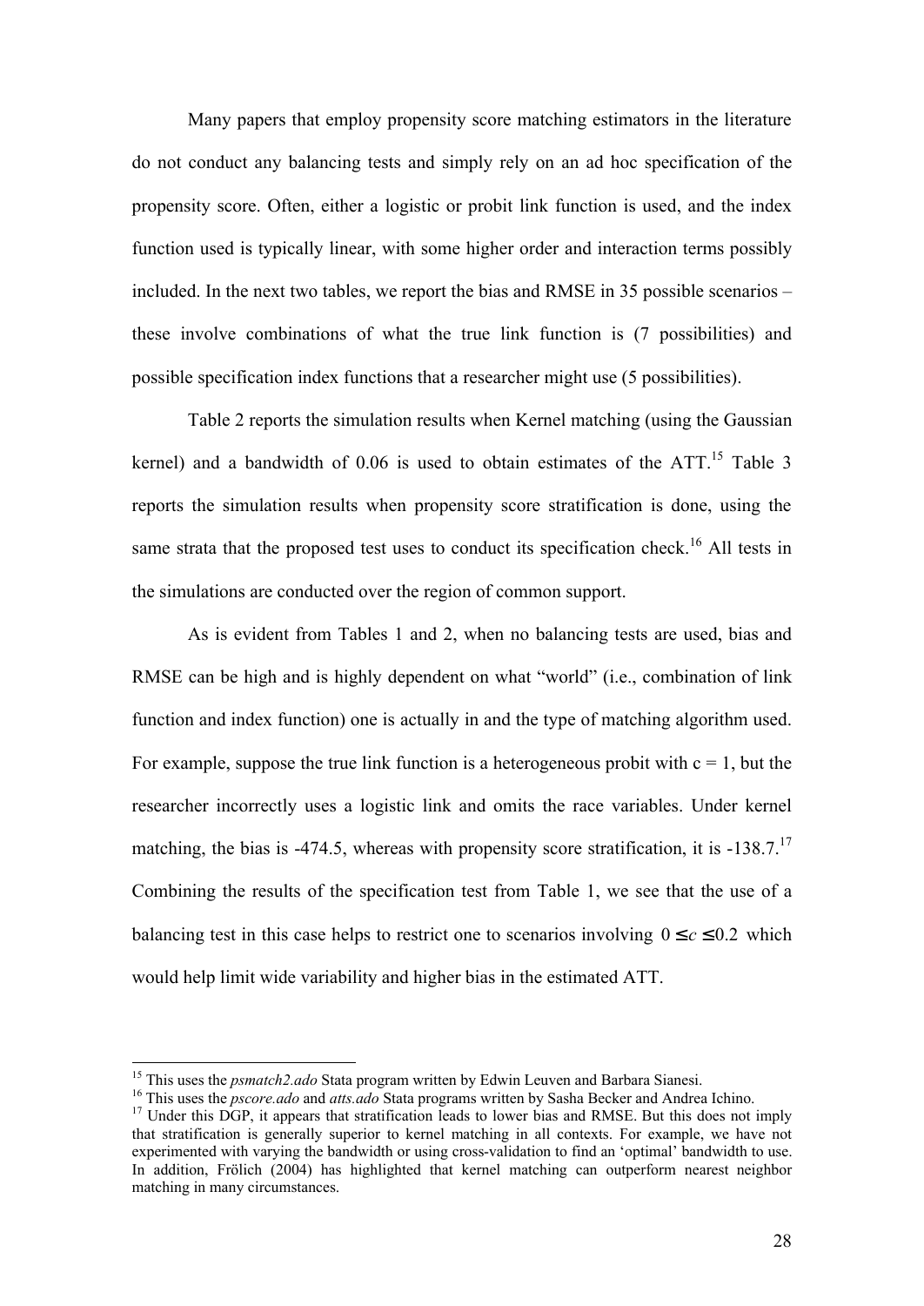Many papers that employ propensity score matching estimators in the literature do not conduct any balancing tests and simply rely on an ad hoc specification of the propensity score. Often, either a logistic or probit link function is used, and the index function used is typically linear, with some higher order and interaction terms possibly included. In the next two tables, we report the bias and RMSE in 35 possible scenarios – these involve combinations of what the true link function is (7 possibilities) and possible specification index functions that a researcher might use (5 possibilities).

Table 2 reports the simulation results when Kernel matching (using the Gaussian kernel) and a bandwidth of 0.06 is used to obtain estimates of the ATT.[15] Table 3 reports the simulation results when propensity score stratification is done, using the same strata that the proposed test uses to conduct its specification check.[16] All tests in the simulations are conducted over the region of common support.

As is evident from Tables 1 and 2, when no balancing tests are used, bias and RMSE can be high and is highly dependent on what "world" (i.e., combination of link function and index function) one is actually in and the type of matching algorithm used. For example, suppose the true link function is a heterogeneous probit with c = 1, but the researcher incorrectly uses a logistic link and omits the race variables. Under kernel matching, the bias is -474.5, whereas with propensity score stratification, it is -138.7.[17] Combining the results of the specification test from Table 1, we see that the use of a balancing test in this case helps to restrict one to scenarios involving $0 \leq c \leq 0.2$ which would help limit wide variability and higher bias in the estimated ATT.

---

[15] This uses the *psmatch2.ado* Stata program written by Edwin Leuven and Barbara Sianesi.

[16] This uses the *pscore.ado* and *atts.ado* Stata programs written by Sasha Becker and Andrea Ichino.

[17] Under this DGP, it appears that stratification leads to lower bias and RMSE. But this does not imply that stratification is generally superior to kernel matching in all contexts. For example, we have not experimented with varying the bandwidth or using cross-validation to find an 'optimal' bandwidth to use. In addition, Frölich (2004) has highlighted that kernel matching can outperform nearest neighbor matching in many circumstances.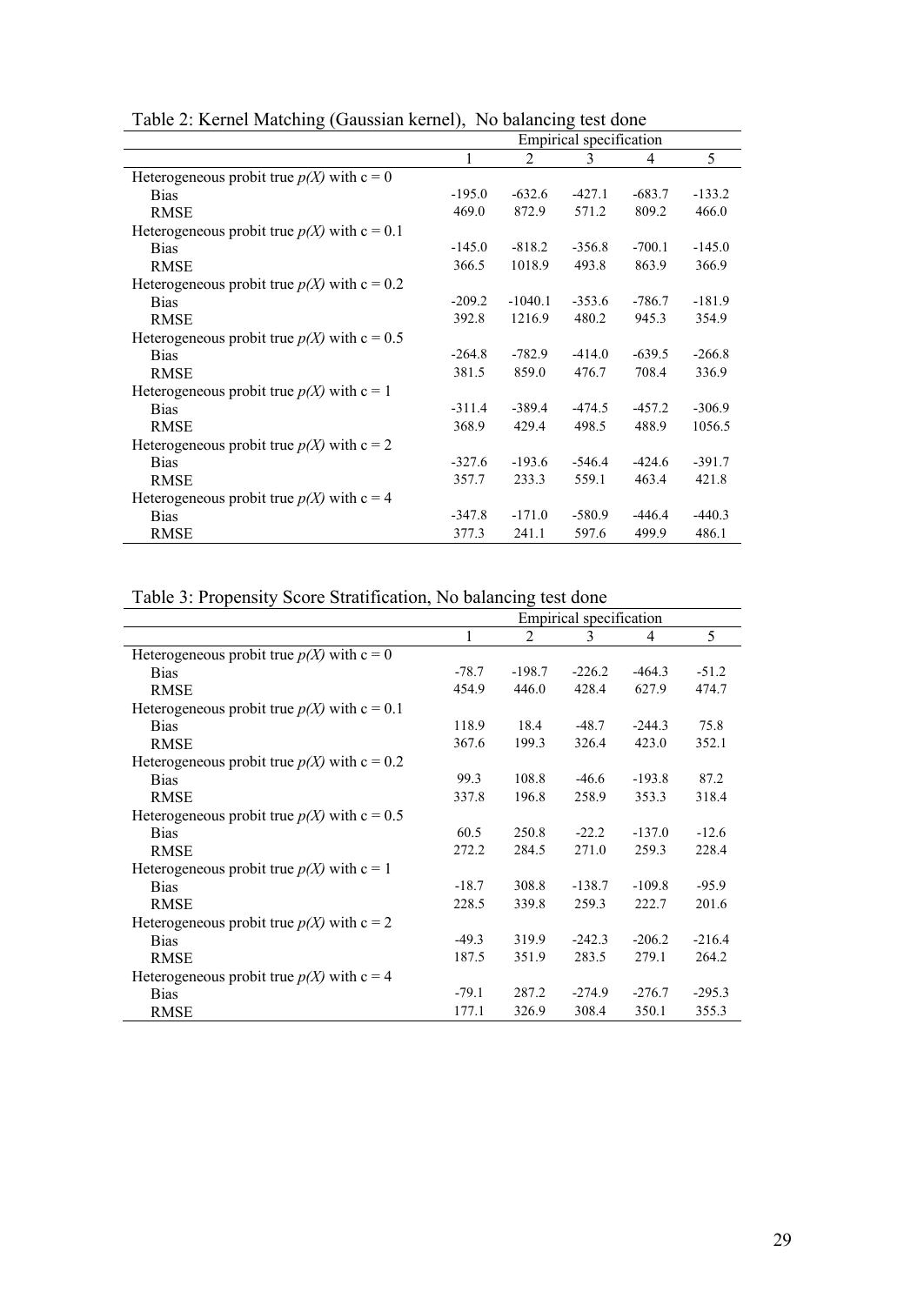Table 2: Kernel Matching (Gaussian kernel), No balancing test done

| | Empirical specification | | | | |
|---|---|---|---|---|---|
| | 1 | 2 | 3 | 4 | 5 |
| Heterogeneous probit true $p(X)$ with c = 0 | | | | | |
| Bias | -195.0 | -632.6 | -427.1 | -683.7 | -133.2 |
| RMSE | 469.0 | 872.9 | 571.2 | 809.2 | 466.0 |
| Heterogeneous probit true $p(X)$ with c = 0.1 | | | | | |
| Bias | -145.0 | -818.2 | -356.8 | -700.1 | -145.0 |
| RMSE | 366.5 | 1018.9 | 493.8 | 863.9 | 366.9 |
| Heterogeneous probit true $p(X)$ with c = 0.2 | | | | | |
| Bias | -209.2 | -1040.1 | -353.6 | -786.7 | -181.9 |
| RMSE | 392.8 | 1216.9 | 480.2 | 945.3 | 354.9 |
| Heterogeneous probit true $p(X)$ with c = 0.5 | | | | | |
| Bias | -264.8 | -782.9 | -414.0 | -639.5 | -266.8 |
| RMSE | 381.5 | 859.0 | 476.7 | 708.4 | 336.9 |
| Heterogeneous probit true $p(X)$ with c = 1 | | | | | |
| Bias | -311.4 | -389.4 | -474.5 | -457.2 | -306.9 |
| RMSE | 368.9 | 429.4 | 498.5 | 488.9 | 1056.5 |
| Heterogeneous probit true $p(X)$ with c = 2 | | | | | |
| Bias | -327.6 | -193.6 | -546.4 | -424.6 | -391.7 |
| RMSE | 357.7 | 233.3 | 559.1 | 463.4 | 421.8 |
| Heterogeneous probit true $p(X)$ with c = 4 | | | | | |
| Bias | -347.8 | -171.0 | -580.9 | -446.4 | -440.3 |
| RMSE | 377.3 | 241.1 | 597.6 | 499.9 | 486.1 |

Table 3: Propensity Score Stratification, No balancing test done

| | Empirical specification | | | | |
|---|---|---|---|---|---|
| | 1 | 2 | 3 | 4 | 5 |
| Heterogeneous probit true $p(X)$ with c = 0 | | | | | |
| Bias | -78.7 | -198.7 | -226.2 | -464.3 | -51.2 |
| RMSE | 454.9 | 446.0 | 428.4 | 627.9 | 474.7 |
| Heterogeneous probit true $p(X)$ with c = 0.1 | | | | | |
| Bias | 118.9 | 18.4 | -48.7 | -244.3 | 75.8 |
| RMSE | 367.6 | 199.3 | 326.4 | 423.0 | 352.1 |
| Heterogeneous probit true $p(X)$ with c = 0.2 | | | | | |
| Bias | 99.3 | 108.8 | -46.6 | -193.8 | 87.2 |
| RMSE | 337.8 | 196.8 | 258.9 | 353.3 | 318.4 |
| Heterogeneous probit true $p(X)$ with c = 0.5 | | | | | |
| Bias | 60.5 | 250.8 | -22.2 | -137.0 | -12.6 |
| RMSE | 272.2 | 284.5 | 271.0 | 259.3 | 228.4 |
| Heterogeneous probit true $p(X)$ with c = 1 | | | | | |
| Bias | -18.7 | 308.8 | -138.7 | -109.8 | -95.9 |
| RMSE | 228.5 | 339.8 | 259.3 | 222.7 | 201.6 |
| Heterogeneous probit true $p(X)$ with c = 2 | | | | | |
| Bias | -49.3 | 319.9 | -242.3 | -206.2 | -216.4 |
| RMSE | 187.5 | 351.9 | 283.5 | 279.1 | 264.2 |
| Heterogeneous probit true $p(X)$ with c = 4 | | | | | |
| Bias | -79.1 | 287.2 | -274.9 | -276.7 | -295.3 |
| RMSE | 177.1 | 326.9 | 308.4 | 350.1 | 355.3 |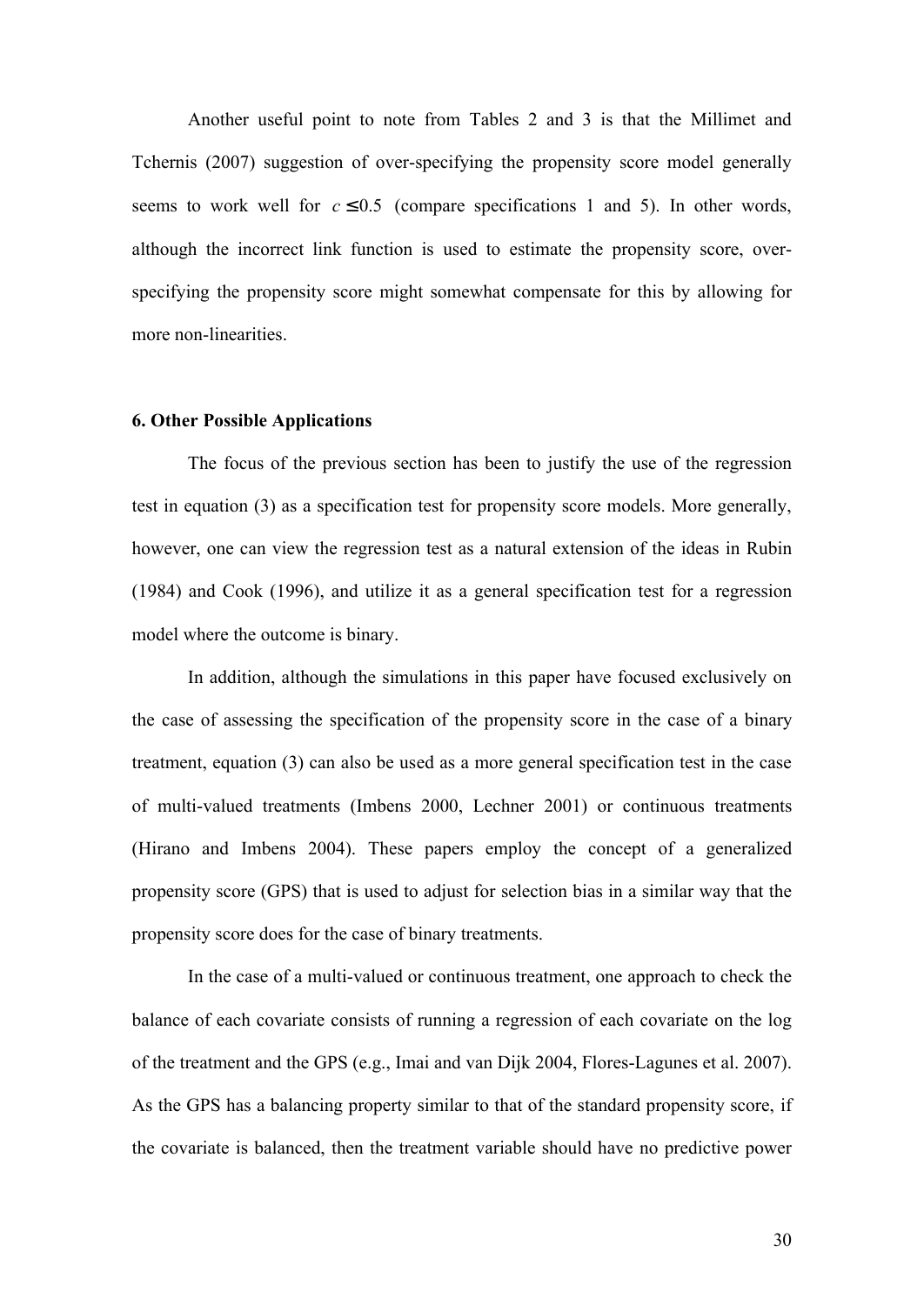Another useful point to note from Tables 2 and 3 is that the Millimet and Tchernis (2007) suggestion of over-specifying the propensity score model generally seems to work well for $c \leq 0.5$ (compare specifications 1 and 5). In other words, although the incorrect link function is used to estimate the propensity score, over-specifying the propensity score might somewhat compensate for this by allowing for more non-linearities.

## 6. Other Possible Applications

The focus of the previous section has been to justify the use of the regression test in equation (3) as a specification test for propensity score models. More generally, however, one can view the regression test as a natural extension of the ideas in Rubin (1984) and Cook (1996), and utilize it as a general specification test for a regression model where the outcome is binary.

In addition, although the simulations in this paper have focused exclusively on the case of assessing the specification of the propensity score in the case of a binary treatment, equation (3) can also be used as a more general specification test in the case of multi-valued treatments (Imbens 2000, Lechner 2001) or continuous treatments (Hirano and Imbens 2004). These papers employ the concept of a generalized propensity score (GPS) that is used to adjust for selection bias in a similar way that the propensity score does for the case of binary treatments.

In the case of a multi-valued or continuous treatment, one approach to check the balance of each covariate consists of running a regression of each covariate on the log of the treatment and the GPS (e.g., Imai and van Dijk 2004, Flores-Lagunes et al. 2007). As the GPS has a balancing property similar to that of the standard propensity score, if the covariate is balanced, then the treatment variable should have no predictive power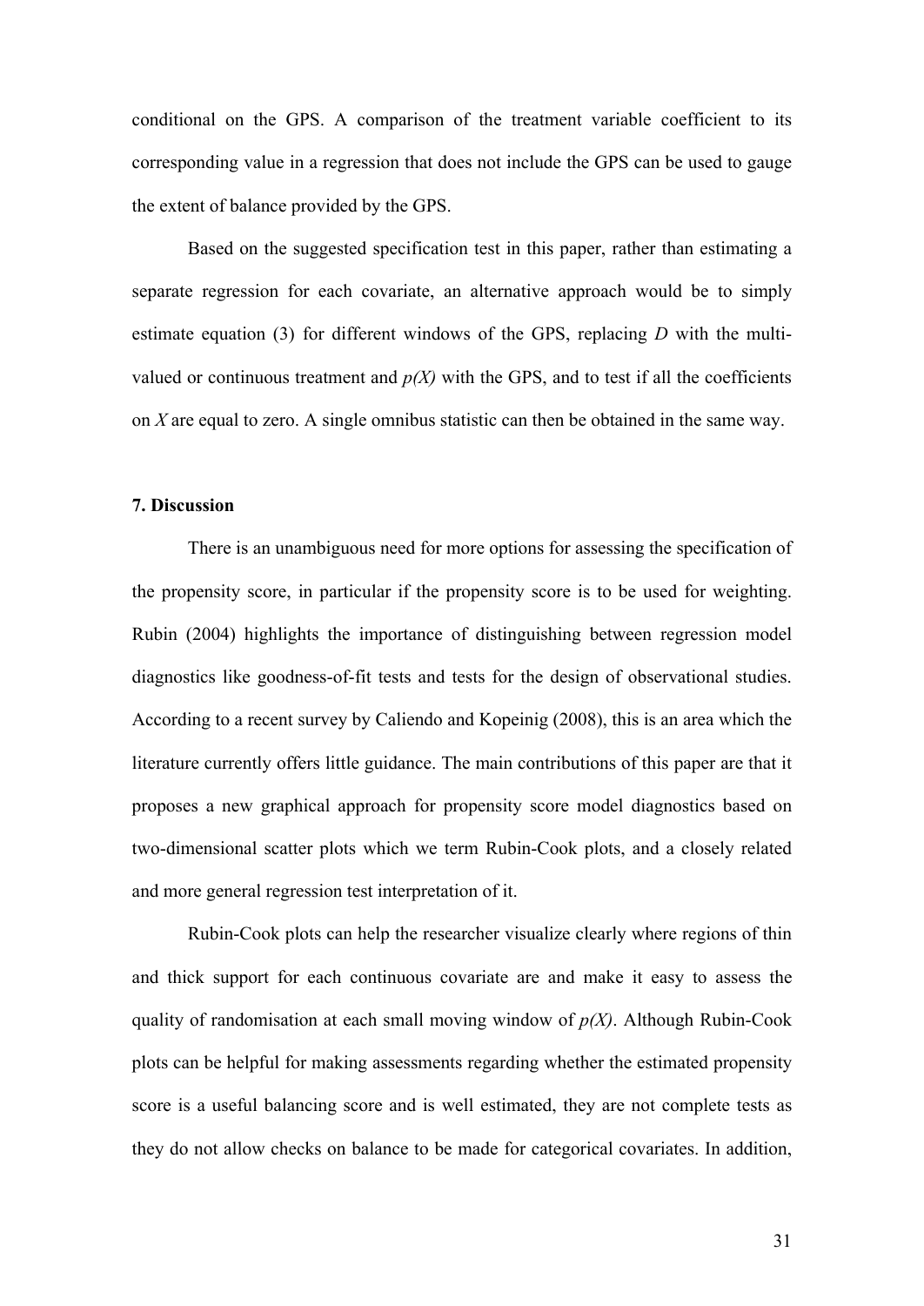conditional on the GPS. A comparison of the treatment variable coefficient to its corresponding value in a regression that does not include the GPS can be used to gauge the extent of balance provided by the GPS.

Based on the suggested specification test in this paper, rather than estimating a separate regression for each covariate, an alternative approach would be to simply estimate equation (3) for different windows of the GPS, replacing $D$ with the multi-valued or continuous treatment and $p(X)$ with the GPS, and to test if all the coefficients on $X$ are equal to zero. A single omnibus statistic can then be obtained in the same way.

### 7. Discussion

There is an unambiguous need for more options for assessing the specification of the propensity score, in particular if the propensity score is to be used for weighting. Rubin (2004) highlights the importance of distinguishing between regression model diagnostics like goodness-of-fit tests and tests for the design of observational studies. According to a recent survey by Caliendo and Kopeinig (2008), this is an area which the literature currently offers little guidance. The main contributions of this paper are that it proposes a new graphical approach for propensity score model diagnostics based on two-dimensional scatter plots which we term Rubin-Cook plots, and a closely related and more general regression test interpretation of it.

Rubin-Cook plots can help the researcher visualize clearly where regions of thin and thick support for each continuous covariate are and make it easy to assess the quality of randomisation at each small moving window of $p(X)$. Although Rubin-Cook plots can be helpful for making assessments regarding whether the estimated propensity score is a useful balancing score and is well estimated, they are not complete tests as they do not allow checks on balance to be made for categorical covariates. In addition,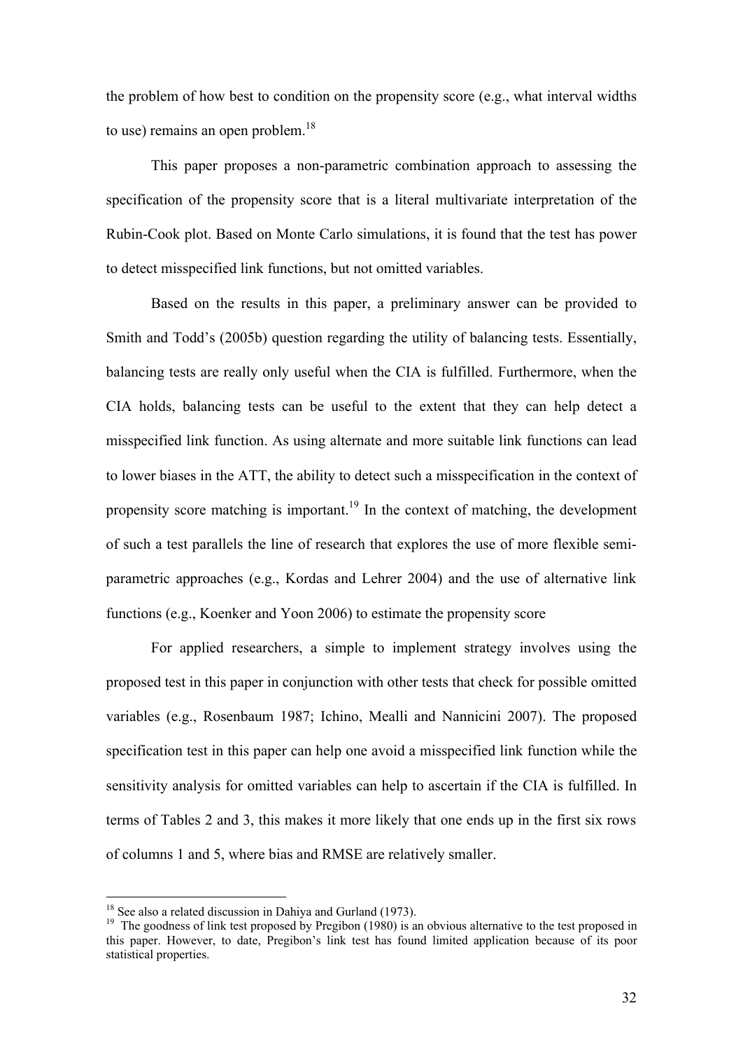the problem of how best to condition on the propensity score (e.g., what interval widths to use) remains an open problem.[18]

This paper proposes a non-parametric combination approach to assessing the specification of the propensity score that is a literal multivariate interpretation of the Rubin-Cook plot. Based on Monte Carlo simulations, it is found that the test has power to detect misspecified link functions, but not omitted variables.

Based on the results in this paper, a preliminary answer can be provided to Smith and Todd's (2005b) question regarding the utility of balancing tests. Essentially, balancing tests are really only useful when the CIA is fulfilled. Furthermore, when the CIA holds, balancing tests can be useful to the extent that they can help detect a misspecified link function. As using alternate and more suitable link functions can lead to lower biases in the ATT, the ability to detect such a misspecification in the context of propensity score matching is important.[19] In the context of matching, the development of such a test parallels the line of research that explores the use of more flexible semi-parametric approaches (e.g., Kordas and Lehrer 2004) and the use of alternative link functions (e.g., Koenker and Yoon 2006) to estimate the propensity score

For applied researchers, a simple to implement strategy involves using the proposed test in this paper in conjunction with other tests that check for possible omitted variables (e.g., Rosenbaum 1987; Ichino, Mealli and Nannicini 2007). The proposed specification test in this paper can help one avoid a misspecified link function while the sensitivity analysis for omitted variables can help to ascertain if the CIA is fulfilled. In terms of Tables 2 and 3, this makes it more likely that one ends up in the first six rows of columns 1 and 5, where bias and RMSE are relatively smaller.

---

[18] See also a related discussion in Dahiya and Gurland (1973).

[19] The goodness of link test proposed by Pregibon (1980) is an obvious alternative to the test proposed in this paper. However, to date, Pregibon's link test has found limited application because of its poor statistical properties.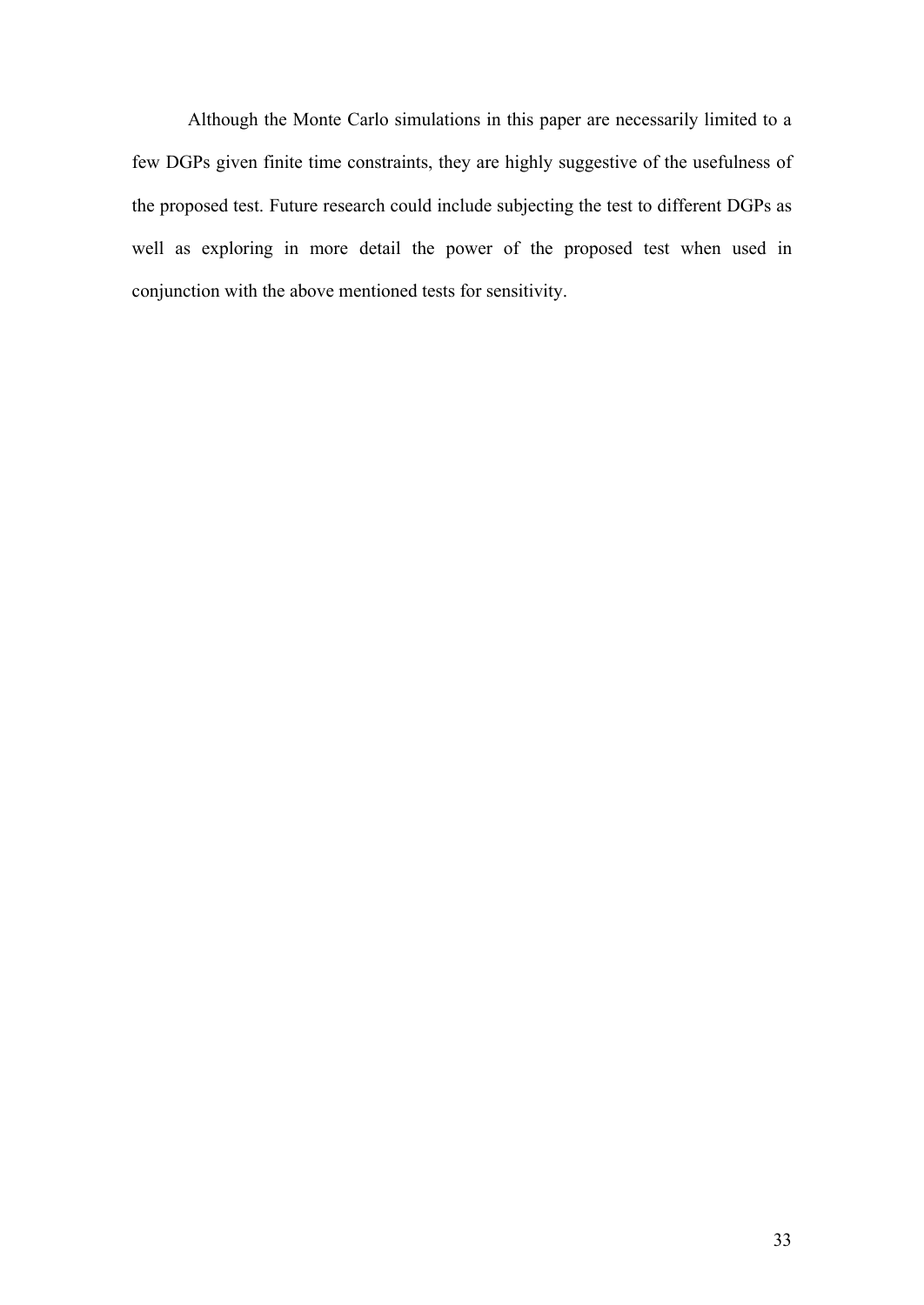Although the Monte Carlo simulations in this paper are necessarily limited to a few DGPs given finite time constraints, they are highly suggestive of the usefulness of the proposed test. Future research could include subjecting the test to different DGPs as well as exploring in more detail the power of the proposed test when used in conjunction with the above mentioned tests for sensitivity.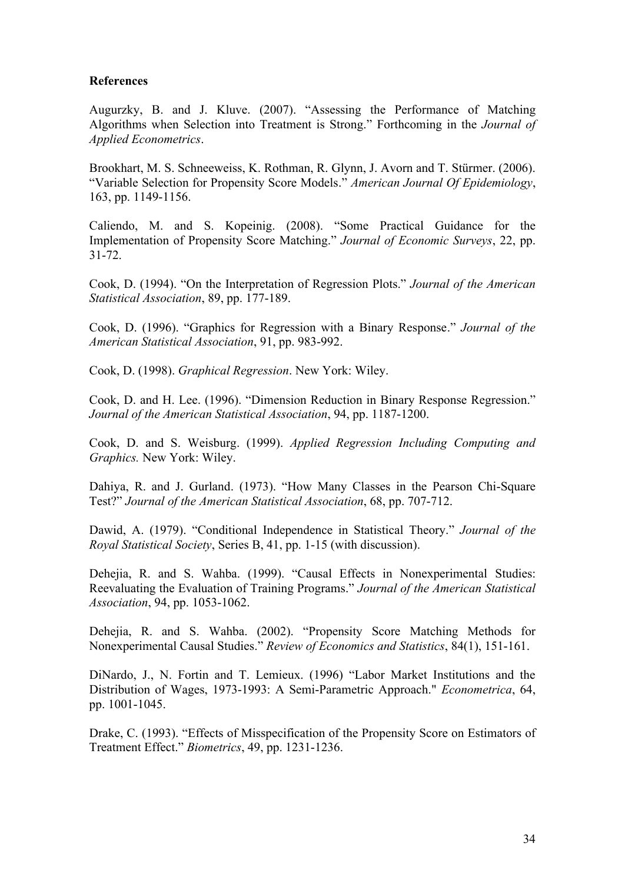**References**

Augurzky, B. and J. Kluve. (2007). "Assessing the Performance of Matching Algorithms when Selection into Treatment is Strong." Forthcoming in the *Journal of Applied Econometrics*.

Brookhart, M. S. Schneeweiss, K. Rothman, R. Glynn, J. Avorn and T. Stürmer. (2006). "Variable Selection for Propensity Score Models." *American Journal Of Epidemiology*, 163, pp. 1149-1156.

Caliendo, M. and S. Kopeinig. (2008). "Some Practical Guidance for the Implementation of Propensity Score Matching." *Journal of Economic Surveys*, 22, pp. 31-72.

Cook, D. (1994). "On the Interpretation of Regression Plots." *Journal of the American Statistical Association*, 89, pp. 177-189.

Cook, D. (1996). "Graphics for Regression with a Binary Response." *Journal of the American Statistical Association*, 91, pp. 983-992.

Cook, D. (1998). *Graphical Regression*. New York: Wiley.

Cook, D. and H. Lee. (1996). "Dimension Reduction in Binary Response Regression." *Journal of the American Statistical Association*, 94, pp. 1187-1200.

Cook, D. and S. Weisburg. (1999). *Applied Regression Including Computing and Graphics.* New York: Wiley.

Dahiya, R. and J. Gurland. (1973). "How Many Classes in the Pearson Chi-Square Test?" *Journal of the American Statistical Association*, 68, pp. 707-712.

Dawid, A. (1979). "Conditional Independence in Statistical Theory." *Journal of the Royal Statistical Society*, Series B, 41, pp. 1-15 (with discussion).

Dehejia, R. and S. Wahba. (1999). "Causal Effects in Nonexperimental Studies: Reevaluating the Evaluation of Training Programs." *Journal of the American Statistical Association*, 94, pp. 1053-1062.

Dehejia, R. and S. Wahba. (2002). "Propensity Score Matching Methods for Nonexperimental Causal Studies." *Review of Economics and Statistics*, 84(1), 151-161.

DiNardo, J., N. Fortin and T. Lemieux. (1996) "Labor Market Institutions and the Distribution of Wages, 1973-1993: A Semi-Parametric Approach." *Econometrica*, 64, pp. 1001-1045.

Drake, C. (1993). "Effects of Misspecification of the Propensity Score on Estimators of Treatment Effect." *Biometrics*, 49, pp. 1231-1236.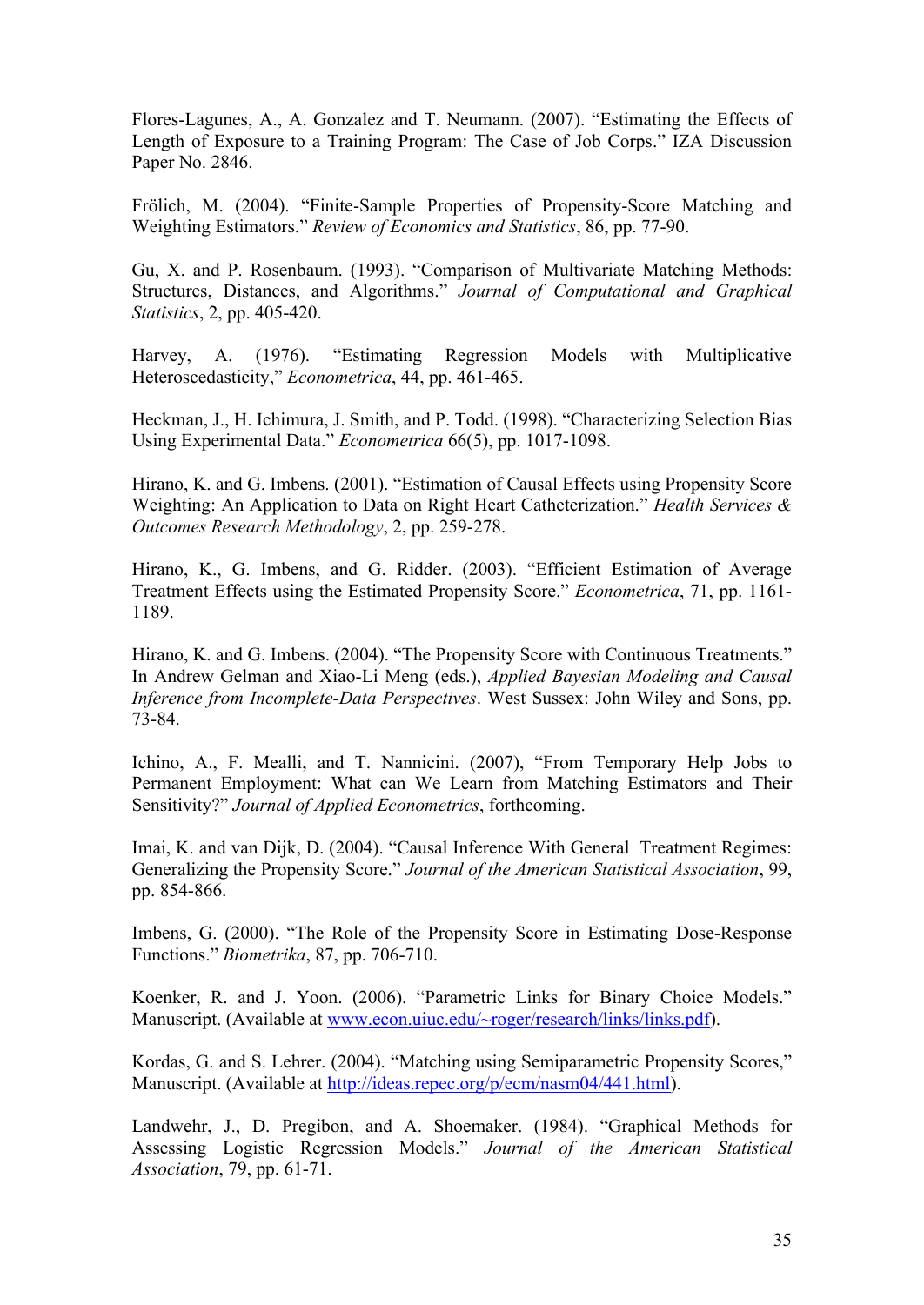Flores-Lagunes, A., A. Gonzalez and T. Neumann. (2007). "Estimating the Effects of Length of Exposure to a Training Program: The Case of Job Corps." IZA Discussion Paper No. 2846.

Frölich, M. (2004). "Finite-Sample Properties of Propensity-Score Matching and Weighting Estimators." *Review of Economics and Statistics*, 86, pp. 77-90.

Gu, X. and P. Rosenbaum. (1993). "Comparison of Multivariate Matching Methods: Structures, Distances, and Algorithms." *Journal of Computational and Graphical Statistics*, 2, pp. 405-420.

Harvey, A. (1976). "Estimating Regression Models with Multiplicative Heteroscedasticity," *Econometrica*, 44, pp. 461-465.

Heckman, J., H. Ichimura, J. Smith, and P. Todd. (1998). "Characterizing Selection Bias Using Experimental Data." *Econometrica* 66(5), pp. 1017-1098.

Hirano, K. and G. Imbens. (2001). "Estimation of Causal Effects using Propensity Score Weighting: An Application to Data on Right Heart Catheterization." *Health Services & Outcomes Research Methodology*, 2, pp. 259-278.

Hirano, K., G. Imbens, and G. Ridder. (2003). "Efficient Estimation of Average Treatment Effects using the Estimated Propensity Score." *Econometrica*, 71, pp. 1161-1189.

Hirano, K. and G. Imbens. (2004). "The Propensity Score with Continuous Treatments." In Andrew Gelman and Xiao-Li Meng (eds.), *Applied Bayesian Modeling and Causal Inference from Incomplete-Data Perspectives*. West Sussex: John Wiley and Sons, pp. 73-84.

Ichino, A., F. Mealli, and T. Nannicini. (2007), "From Temporary Help Jobs to Permanent Employment: What can We Learn from Matching Estimators and Their Sensitivity?" *Journal of Applied Econometrics*, forthcoming.

Imai, K. and van Dijk, D. (2004). "Causal Inference With General Treatment Regimes: Generalizing the Propensity Score." *Journal of the American Statistical Association*, 99, pp. 854-866.

Imbens, G. (2000). "The Role of the Propensity Score in Estimating Dose-Response Functions." *Biometrika*, 87, pp. 706-710.

Koenker, R. and J. Yoon. (2006). "Parametric Links for Binary Choice Models." Manuscript. (Available at www.econ.uiuc.edu/~roger/research/links/links.pdf).

Kordas, G. and S. Lehrer. (2004). "Matching using Semiparametric Propensity Scores," Manuscript. (Available at http://ideas.repec.org/p/ecm/nasm04/441.html).

Landwehr, J., D. Pregibon, and A. Shoemaker. (1984). "Graphical Methods for Assessing Logistic Regression Models." *Journal of the American Statistical Association*, 79, pp. 61-71.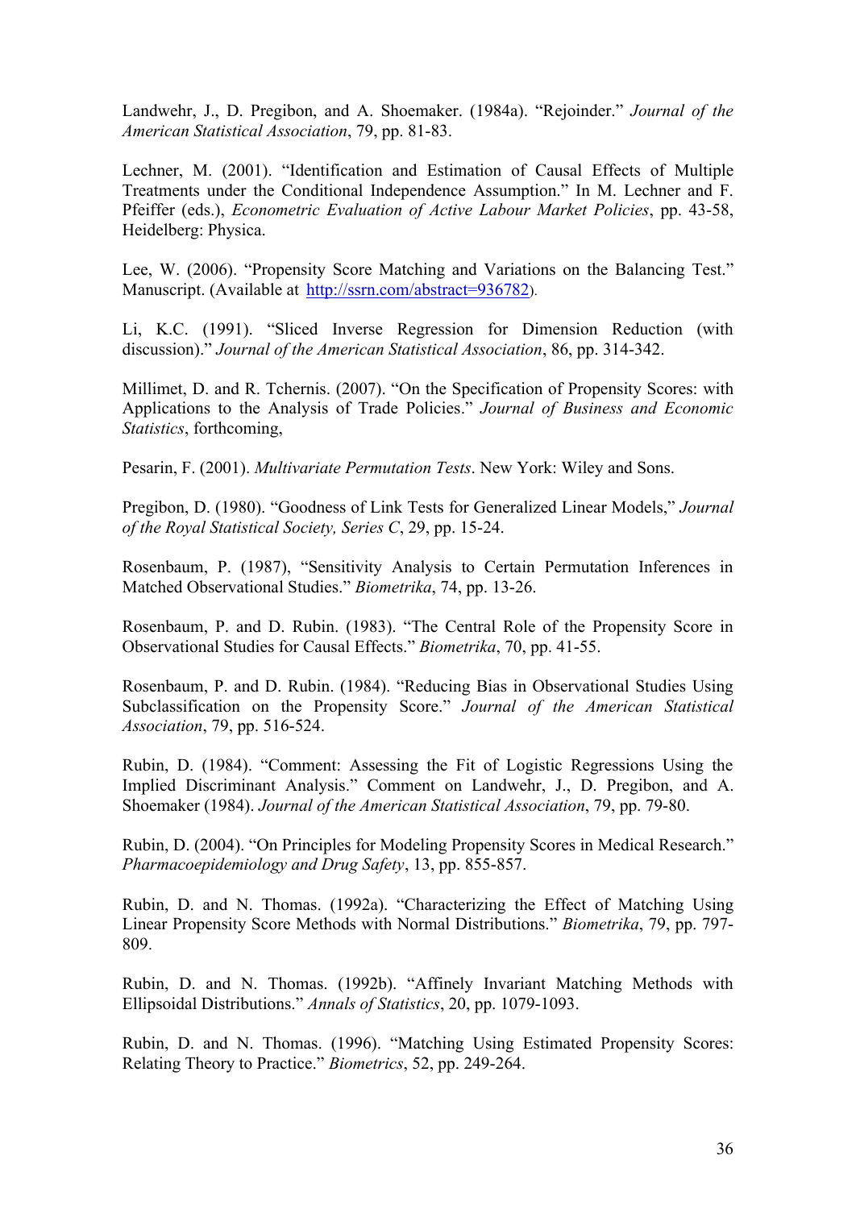Landwehr, J., D. Pregibon, and A. Shoemaker. (1984a). "Rejoinder." *Journal of the American Statistical Association*, 79, pp. 81-83.

Lechner, M. (2001). "Identification and Estimation of Causal Effects of Multiple Treatments under the Conditional Independence Assumption." In M. Lechner and F. Pfeiffer (eds.), *Econometric Evaluation of Active Labour Market Policies*, pp. 43-58, Heidelberg: Physica.

Lee, W. (2006). "Propensity Score Matching and Variations on the Balancing Test." Manuscript. (Available at http://ssrn.com/abstract=936782).

Li, K.C. (1991). "Sliced Inverse Regression for Dimension Reduction (with discussion)." *Journal of the American Statistical Association*, 86, pp. 314-342.

Millimet, D. and R. Tchernis. (2007). "On the Specification of Propensity Scores: with Applications to the Analysis of Trade Policies." *Journal of Business and Economic Statistics*, forthcoming,

Pesarin, F. (2001). *Multivariate Permutation Tests*. New York: Wiley and Sons.

Pregibon, D. (1980). "Goodness of Link Tests for Generalized Linear Models," *Journal of the Royal Statistical Society, Series C*, 29, pp. 15-24.

Rosenbaum, P. (1987), "Sensitivity Analysis to Certain Permutation Inferences in Matched Observational Studies." *Biometrika*, 74, pp. 13-26.

Rosenbaum, P. and D. Rubin. (1983). "The Central Role of the Propensity Score in Observational Studies for Causal Effects." *Biometrika*, 70, pp. 41-55.

Rosenbaum, P. and D. Rubin. (1984). "Reducing Bias in Observational Studies Using Subclassification on the Propensity Score." *Journal of the American Statistical Association*, 79, pp. 516-524.

Rubin, D. (1984). "Comment: Assessing the Fit of Logistic Regressions Using the Implied Discriminant Analysis." Comment on Landwehr, J., D. Pregibon, and A. Shoemaker (1984). *Journal of the American Statistical Association*, 79, pp. 79-80.

Rubin, D. (2004). "On Principles for Modeling Propensity Scores in Medical Research." *Pharmacoepidemiology and Drug Safety*, 13, pp. 855-857.

Rubin, D. and N. Thomas. (1992a). "Characterizing the Effect of Matching Using Linear Propensity Score Methods with Normal Distributions." *Biometrika*, 79, pp. 797-809.

Rubin, D. and N. Thomas. (1992b). "Affinely Invariant Matching Methods with Ellipsoidal Distributions." *Annals of Statistics*, 20, pp. 1079-1093.

Rubin, D. and N. Thomas. (1996). "Matching Using Estimated Propensity Scores: Relating Theory to Practice." *Biometrics*, 52, pp. 249-264.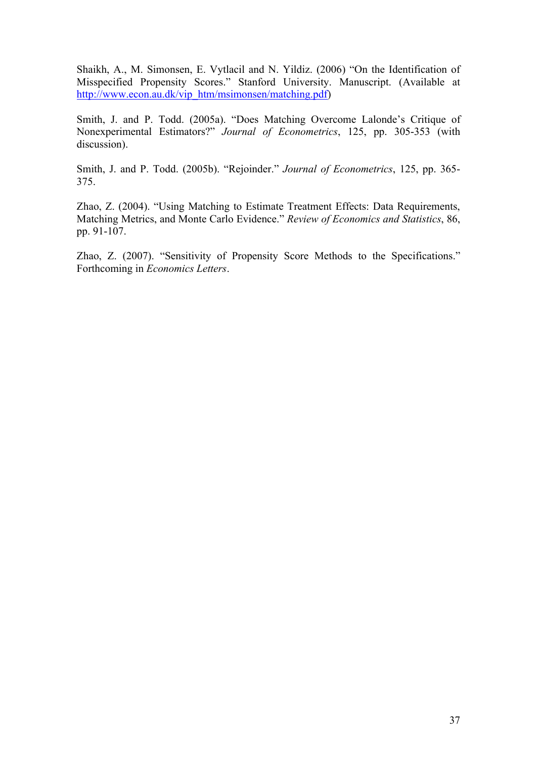Shaikh, A., M. Simonsen, E. Vytlacil and N. Yildiz. (2006) "On the Identification of Misspecified Propensity Scores." Stanford University. Manuscript. (Available at http://www.econ.au.dk/vip_htm/msimonsen/matching.pdf)

Smith, J. and P. Todd. (2005a). "Does Matching Overcome Lalonde's Critique of Nonexperimental Estimators?" *Journal of Econometrics*, 125, pp. 305-353 (with discussion).

Smith, J. and P. Todd. (2005b). "Rejoinder." *Journal of Econometrics*, 125, pp. 365-375.

Zhao, Z. (2004). "Using Matching to Estimate Treatment Effects: Data Requirements, Matching Metrics, and Monte Carlo Evidence." *Review of Economics and Statistics*, 86, pp. 91-107.

Zhao, Z. (2007). "Sensitivity of Propensity Score Methods to the Specifications." Forthcoming in *Economics Letters*.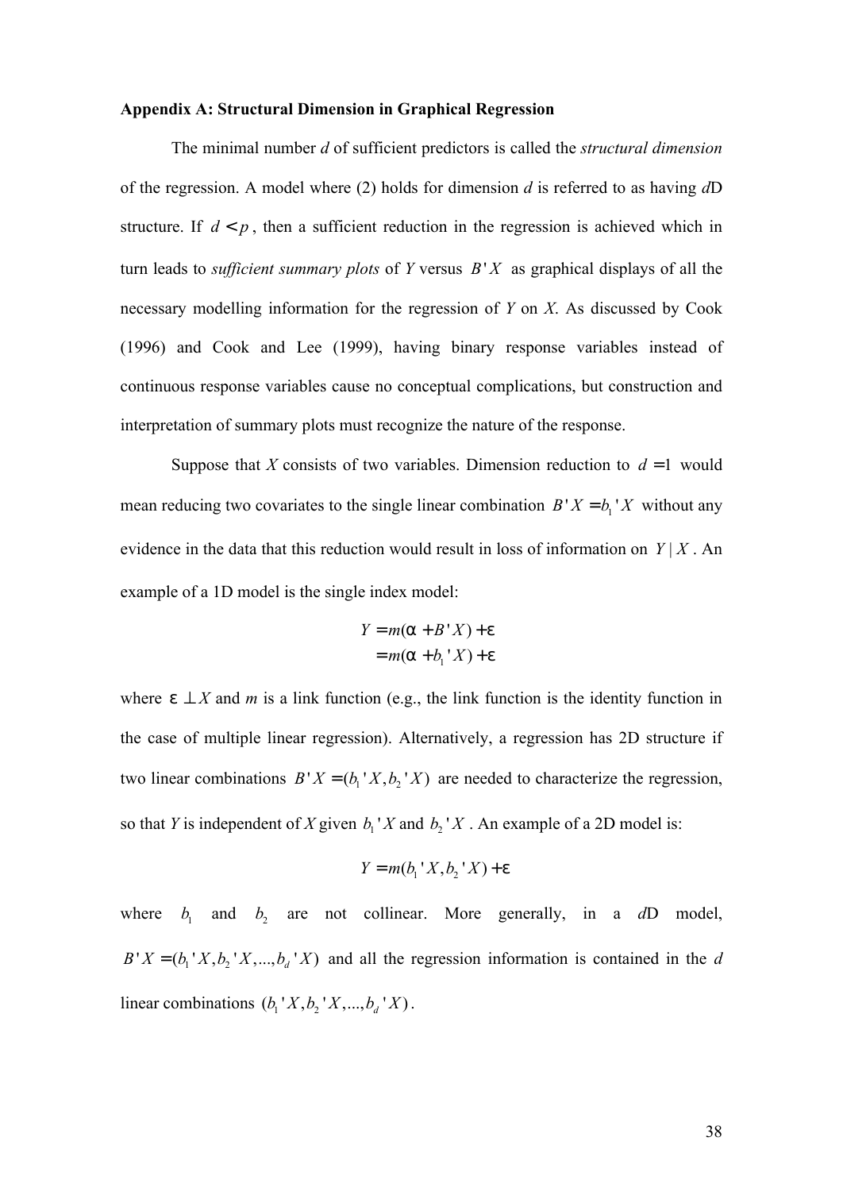**Appendix A: Structural Dimension in Graphical Regression**

The minimal number $d$ of sufficient predictors is called the *structural dimension* of the regression. A model where (2) holds for dimension $d$ is referred to as having $d$D structure. If $d < p$, then a sufficient reduction in the regression is achieved which in turn leads to *sufficient summary plots* of $Y$ versus $B'X$ as graphical displays of all the necessary modelling information for the regression of $Y$ on $X$. As discussed by Cook (1996) and Cook and Lee (1999), having binary response variables instead of continuous response variables cause no conceptual complications, but construction and interpretation of summary plots must recognize the nature of the response.

Suppose that $X$ consists of two variables. Dimension reduction to $d = 1$ would mean reducing two covariates to the single linear combination $B'X = b_1'X$ without any evidence in the data that this reduction would result in loss of information on $Y \mid X$. An example of a 1D model is the single index model:

$$
\begin{aligned}
Y &= m(\alpha + B'X) + \varepsilon \\
&= m(\alpha + b_1'X) + \varepsilon
\end{aligned}
$$

where $\varepsilon \perp X$ and $m$ is a link function (e.g., the link function is the identity function in the case of multiple linear regression). Alternatively, a regression has 2D structure if two linear combinations $B'X = (b_1'X, b_2'X)$ are needed to characterize the regression, so that $Y$ is independent of $X$ given $b_1'X$ and $b_2'X$. An example of a 2D model is:

$$
Y = m(b_1'X, b_2'X) + \varepsilon
$$

where $b_1$ and $b_2$ are not collinear. More generally, in a $d$D model, $B'X = (b_1'X, b_2'X, ..., b_d'X)$ and all the regression information is contained in the $d$ linear combinations $(b_1'X, b_2'X, ..., b_d'X)$.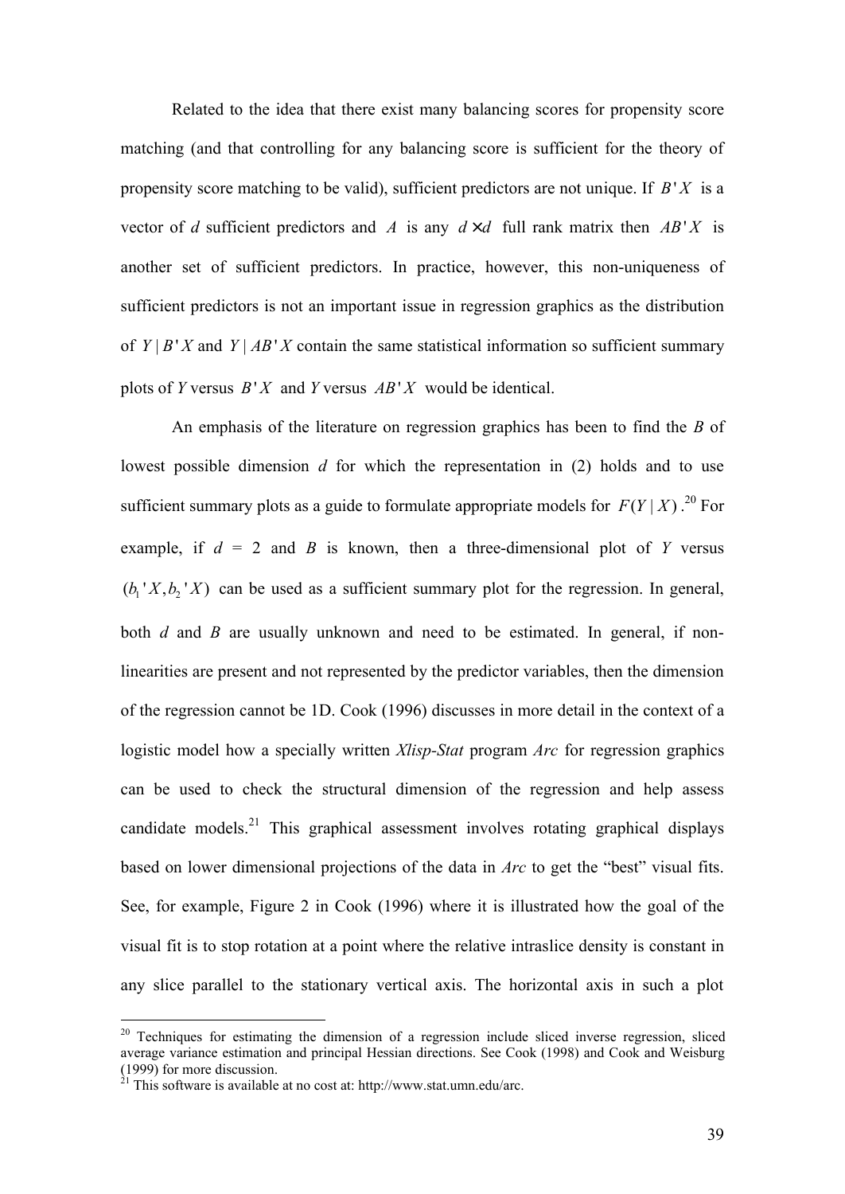Related to the idea that there exist many balancing scores for propensity score matching (and that controlling for any balancing score is sufficient for the theory of propensity score matching to be valid), sufficient predictors are not unique. If $B'X$ is a vector of *d* sufficient predictors and $A$ is any $d \times d$ full rank matrix then $AB'X$ is another set of sufficient predictors. In practice, however, this non-uniqueness of sufficient predictors is not an important issue in regression graphics as the distribution of $Y \mid B'X$ and $Y \mid AB'X$ contain the same statistical information so sufficient summary plots of *Y* versus $B'X$ and *Y* versus $AB'X$ would be identical.

An emphasis of the literature on regression graphics has been to find the *B* of lowest possible dimension *d* for which the representation in (2) holds and to use sufficient summary plots as a guide to formulate appropriate models for $F(Y \mid X)$.[20] For example, if *d* = 2 and *B* is known, then a three-dimensional plot of *Y* versus $(b_1'X, b_2'X)$ can be used as a sufficient summary plot for the regression. In general, both *d* and *B* are usually unknown and need to be estimated. In general, if non-linearities are present and not represented by the predictor variables, then the dimension of the regression cannot be 1D. Cook (1996) discusses in more detail in the context of a logistic model how a specially written *Xlisp-Stat* program *Arc* for regression graphics can be used to check the structural dimension of the regression and help assess candidate models.[21] This graphical assessment involves rotating graphical displays based on lower dimensional projections of the data in *Arc* to get the "best" visual fits. See, for example, Figure 2 in Cook (1996) where it is illustrated how the goal of the visual fit is to stop rotation at a point where the relative intraslice density is constant in any slice parallel to the stationary vertical axis. The horizontal axis in such a plot

---

[20] Techniques for estimating the dimension of a regression include sliced inverse regression, sliced average variance estimation and principal Hessian directions. See Cook (1998) and Cook and Weisburg (1999) for more discussion.

[21] This software is available at no cost at: http://www.stat.umn.edu/arc.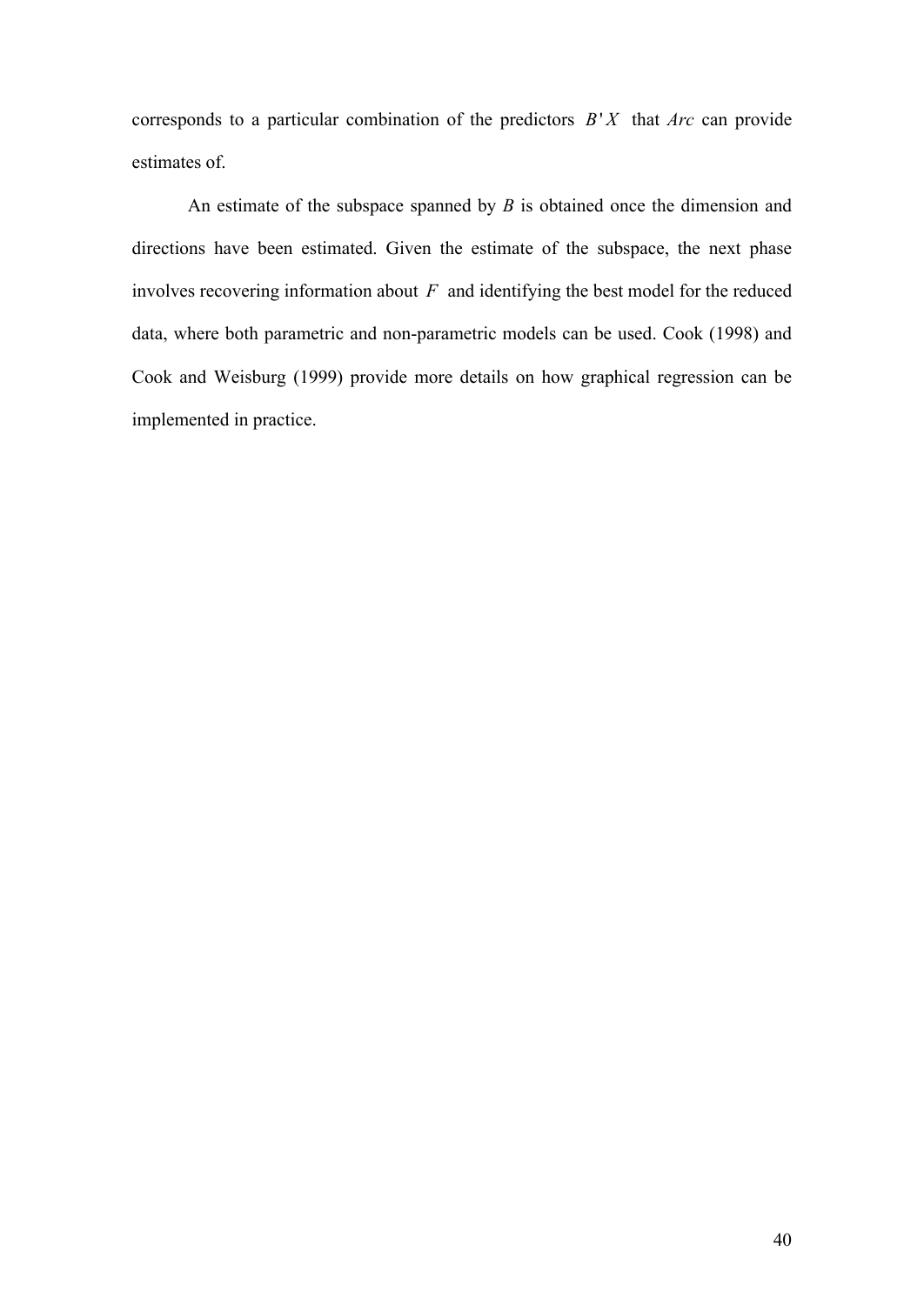corresponds to a particular combination of the predictors $B'X$ that *Arc* can provide estimates of.

An estimate of the subspace spanned by *B* is obtained once the dimension and directions have been estimated. Given the estimate of the subspace, the next phase involves recovering information about $F$ and identifying the best model for the reduced data, where both parametric and non-parametric models can be used. Cook (1998) and Cook and Weisburg (1999) provide more details on how graphical regression can be implemented in practice.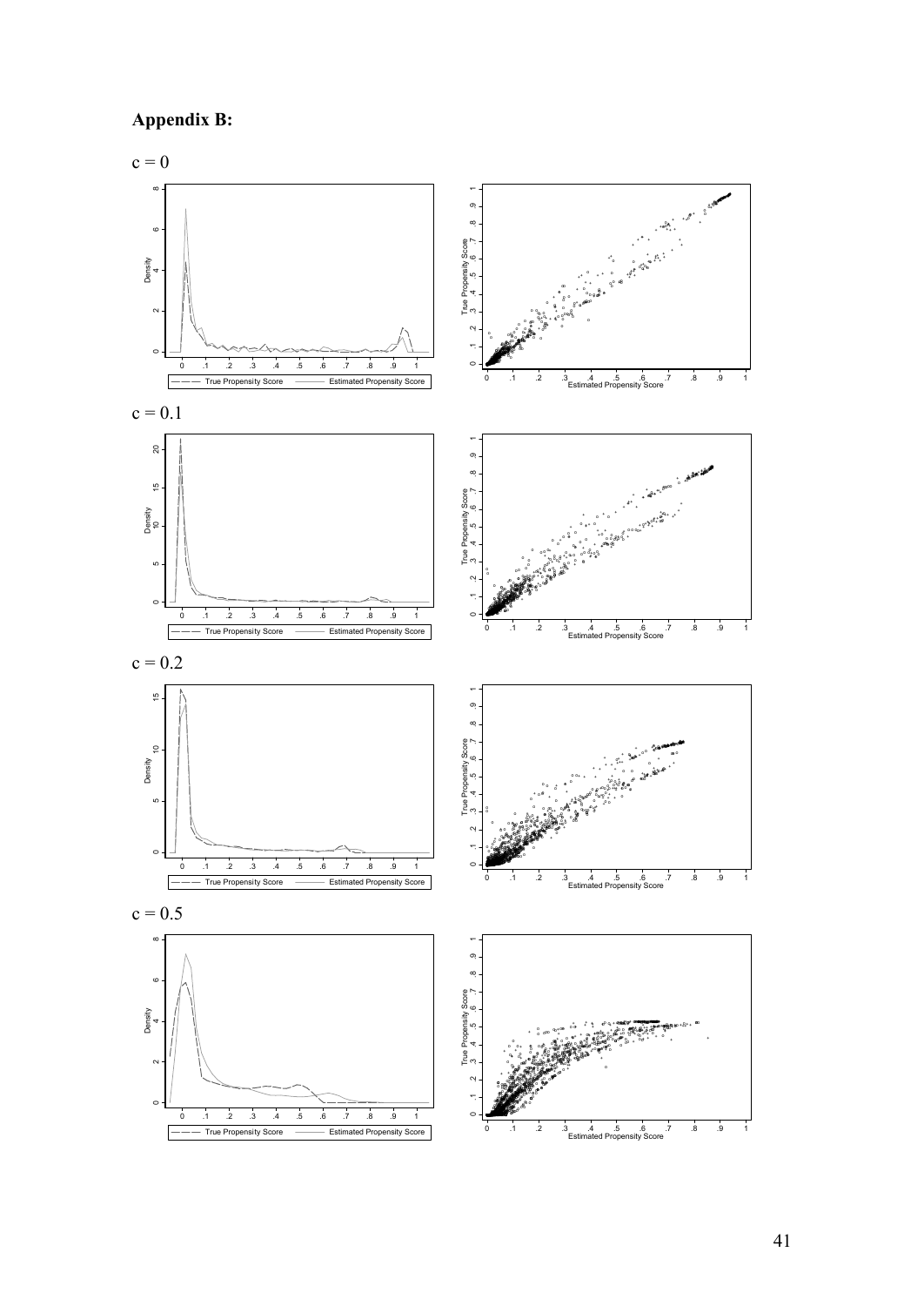# Appendix B:

$c = 0$

$c = 0.1$

$c = 0.2$

$c = 0.5$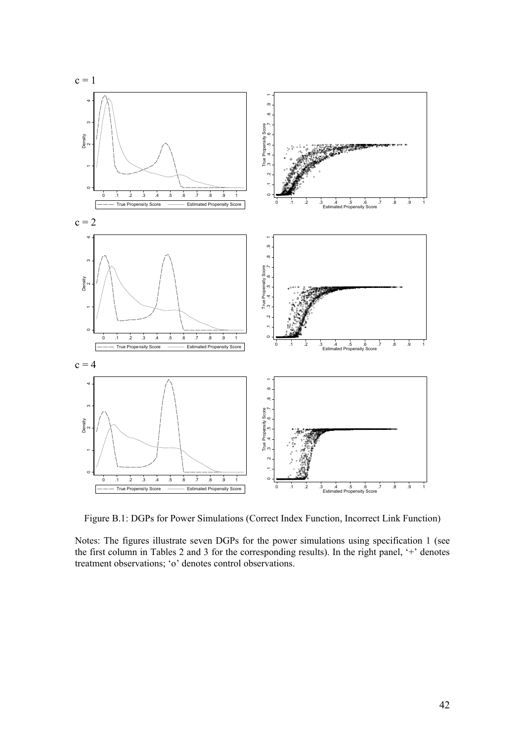c = 1

Density

0 .1 .2 .3 .4 .5 .6 .7 .8 .9 1

True Propensity Score — Estimated Propensity Score

True Propensity Score

Estimated Propensity Score

c = 2

Density

0 .1 .2 .3 .4 .5 .6 .7 .8 .9 1

True Propensity Score — Estimated Propensity Score

True Propensity Score

Estimated Propensity Score

c = 4

Density

0 .1 .2 .3 .4 .5 .6 .7 .8 .9 1

True Propensity Score — Estimated Propensity Score

True Propensity Score

Estimated Propensity Score

Figure B.1: DGPs for Power Simulations (Correct Index Function, Incorrect Link Function)

Notes: The figures illustrate seven DGPs for the power simulations using specification 1 (see the first column in Tables 2 and 3 for the corresponding results). In the right panel, '+' denotes treatment observations; 'o' denotes control observations.